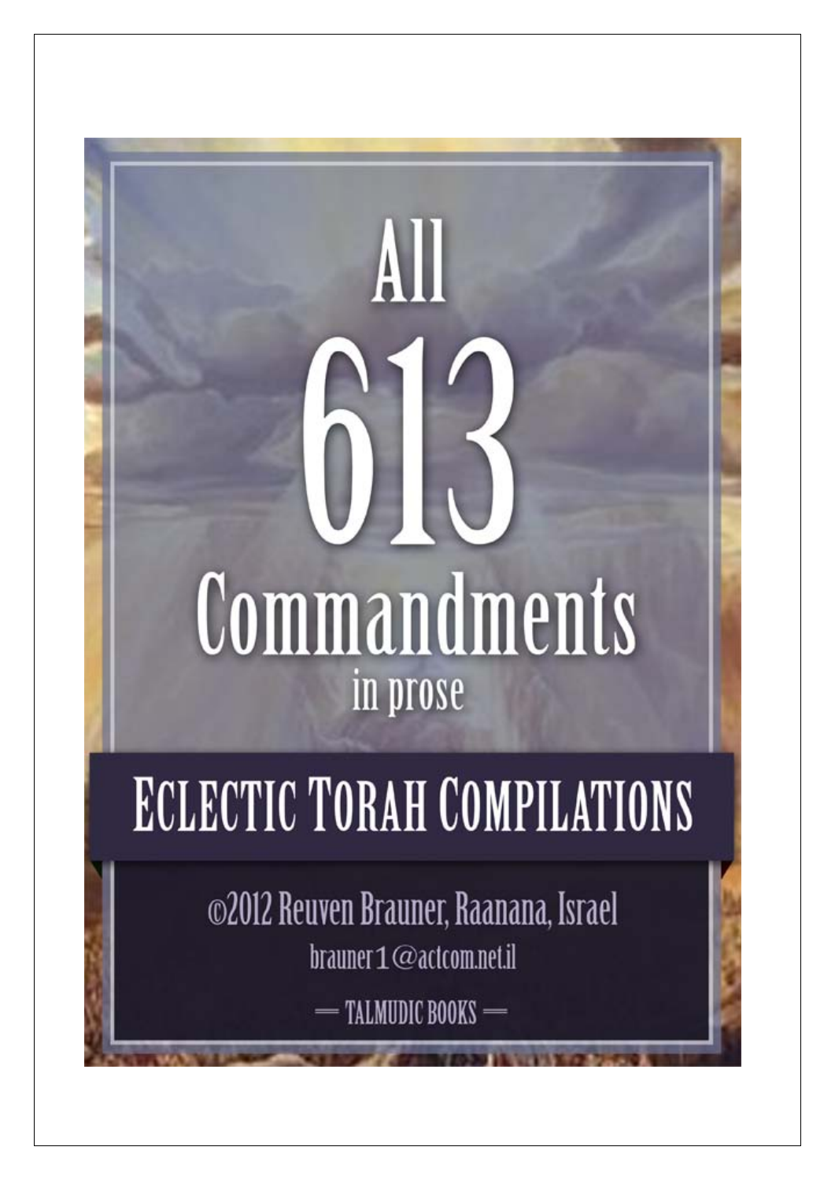# All 613 Commandments

## in prose

# ECLECTIC TORAH COMPILATIONS

©2012 Reuven Brauner, Raanana, Israel

brauner1@actcom.net.il

— TALMUDIC BOOKS —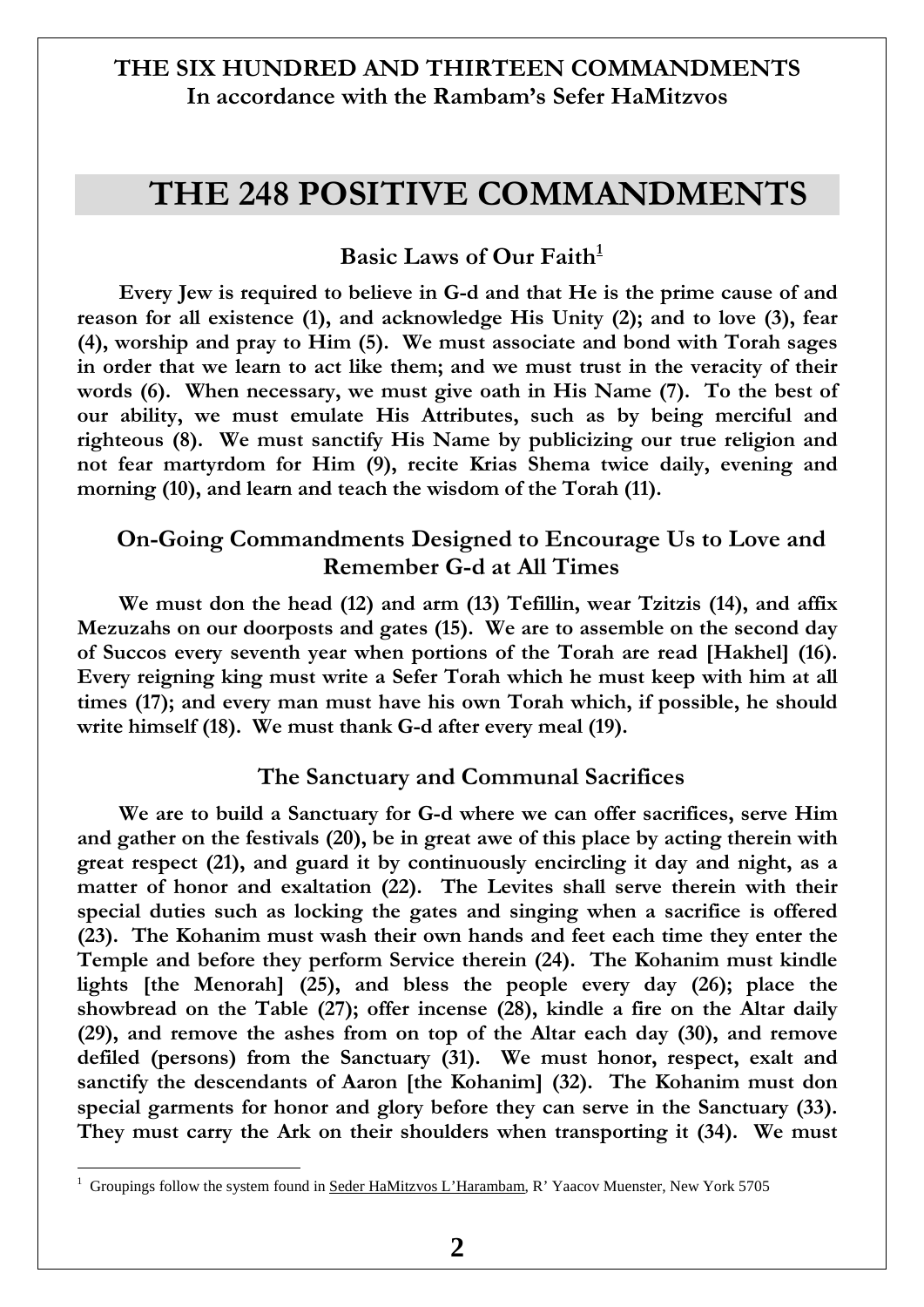**THE SIX HUNDRED AND THIRTEEN COMMANDMENTS**
**In accordance with the Rambam's Sefer HaMitzvos**

# THE 248 POSITIVE COMMANDMENTS

## Basic Laws of Our Faith[1]

**Every Jew is required to believe in G-d and that He is the prime cause of and reason for all existence (1), and acknowledge His Unity (2); and to love (3), fear (4), worship and pray to Him (5). We must associate and bond with Torah sages in order that we learn to act like them; and we must trust in the veracity of their words (6). When necessary, we must give oath in His Name (7). To the best of our ability, we must emulate His Attributes, such as by being merciful and righteous (8). We must sanctify His Name by publicizing our true religion and not fear martyrdom for Him (9), recite Krias Shema twice daily, evening and morning (10), and learn and teach the wisdom of the Torah (11).**

## On-Going Commandments Designed to Encourage Us to Love and Remember G-d at All Times

**We must don the head (12) and arm (13) Tefillin, wear Tzitzis (14), and affix Mezuzahs on our doorposts and gates (15). We are to assemble on the second day of Succos every seventh year when portions of the Torah are read [Hakhel] (16). Every reigning king must write a Sefer Torah which he must keep with him at all times (17); and every man must have his own Torah which, if possible, he should write himself (18). We must thank G-d after every meal (19).**

## The Sanctuary and Communal Sacrifices

**We are to build a Sanctuary for G-d where we can offer sacrifices, serve Him and gather on the festivals (20), be in great awe of this place by acting therein with great respect (21), and guard it by continuously encircling it day and night, as a matter of honor and exaltation (22). The Levites shall serve therein with their special duties such as locking the gates and singing when a sacrifice is offered (23). The Kohanim must wash their own hands and feet each time they enter the Temple and before they perform Service therein (24). The Kohanim must kindle lights [the Menorah] (25), and bless the people every day (26); place the showbread on the Table (27); offer incense (28), kindle a fire on the Altar daily (29), and remove the ashes from on top of the Altar each day (30), and remove defiled (persons) from the Sanctuary (31). We must honor, respect, exalt and sanctify the descendants of Aaron [the Kohanim] (32). The Kohanim must don special garments for honor and glory before they can serve in the Sanctuary (33). They must carry the Ark on their shoulders when transporting it (34). We must**

---

[1] Groupings follow the system found in Seder HaMitzvos L'Harambam, R' Yaacov Muenster, New York 5705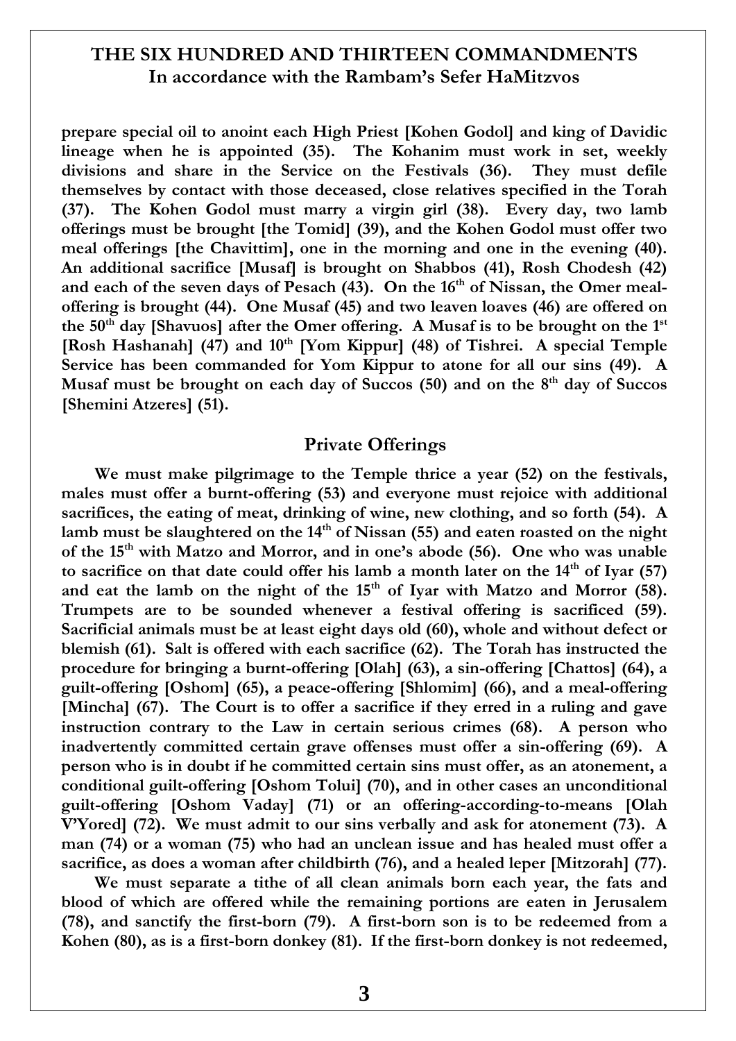prepare special oil to anoint each High Priest [Kohen Godol] and king of Davidic lineage when he is appointed (35). The Kohanim must work in set, weekly divisions and share in the Service on the Festivals (36). They must defile themselves by contact with those deceased, close relatives specified in the Torah (37). The Kohen Godol must marry a virgin girl (38). Every day, two lamb offerings must be brought [the Tomid] (39), and the Kohen Godol must offer two meal offerings [the Chavittim], one in the morning and one in the evening (40). An additional sacrifice [Musaf] is brought on Shabbos (41), Rosh Chodesh (42) and each of the seven days of Pesach (43). On the 16th of Nissan, the Omer meal-offering is brought (44). One Musaf (45) and two leaven loaves (46) are offered on the 50th day [Shavuos] after the Omer offering. A Musaf is to be brought on the 1st [Rosh Hashanah] (47) and 10th [Yom Kippur] (48) of Tishrei. A special Temple Service has been commanded for Yom Kippur to atone for all our sins (49). A Musaf must be brought on each day of Succos (50) and on the 8th day of Succos [Shemini Atzeres] (51).

## Private Offerings

We must make pilgrimage to the Temple thrice a year (52) on the festivals, males must offer a burnt-offering (53) and everyone must rejoice with additional sacrifices, the eating of meat, drinking of wine, new clothing, and so forth (54). A lamb must be slaughtered on the 14th of Nissan (55) and eaten roasted on the night of the 15th with Matzo and Morror, and in one's abode (56). One who was unable to sacrifice on that date could offer his lamb a month later on the 14th of Iyar (57) and eat the lamb on the night of the 15th of Iyar with Matzo and Morror (58). Trumpets are to be sounded whenever a festival offering is sacrificed (59). Sacrificial animals must be at least eight days old (60), whole and without defect or blemish (61). Salt is offered with each sacrifice (62). The Torah has instructed the procedure for bringing a burnt-offering [Olah] (63), a sin-offering [Chattos] (64), a guilt-offering [Oshom] (65), a peace-offering [Shlomim] (66), and a meal-offering [Mincha] (67). The Court is to offer a sacrifice if they erred in a ruling and gave instruction contrary to the Law in certain serious crimes (68). A person who inadvertently committed certain grave offenses must offer a sin-offering (69). A person who is in doubt if he committed certain sins must offer, as an atonement, a conditional guilt-offering [Oshom Tolui] (70), and in other cases an unconditional guilt-offering [Oshom Vaday] (71) or an offering-according-to-means [Olah V'Yored] (72). We must admit to our sins verbally and ask for atonement (73). A man (74) or a woman (75) who had an unclean issue and has healed must offer a sacrifice, as does a woman after childbirth (76), and a healed leper [Mitzorah] (77).

We must separate a tithe of all clean animals born each year, the fats and blood of which are offered while the remaining portions are eaten in Jerusalem (78), and sanctify the first-born (79). A first-born son is to be redeemed from a Kohen (80), as is a first-born donkey (81). If the first-born donkey is not redeemed,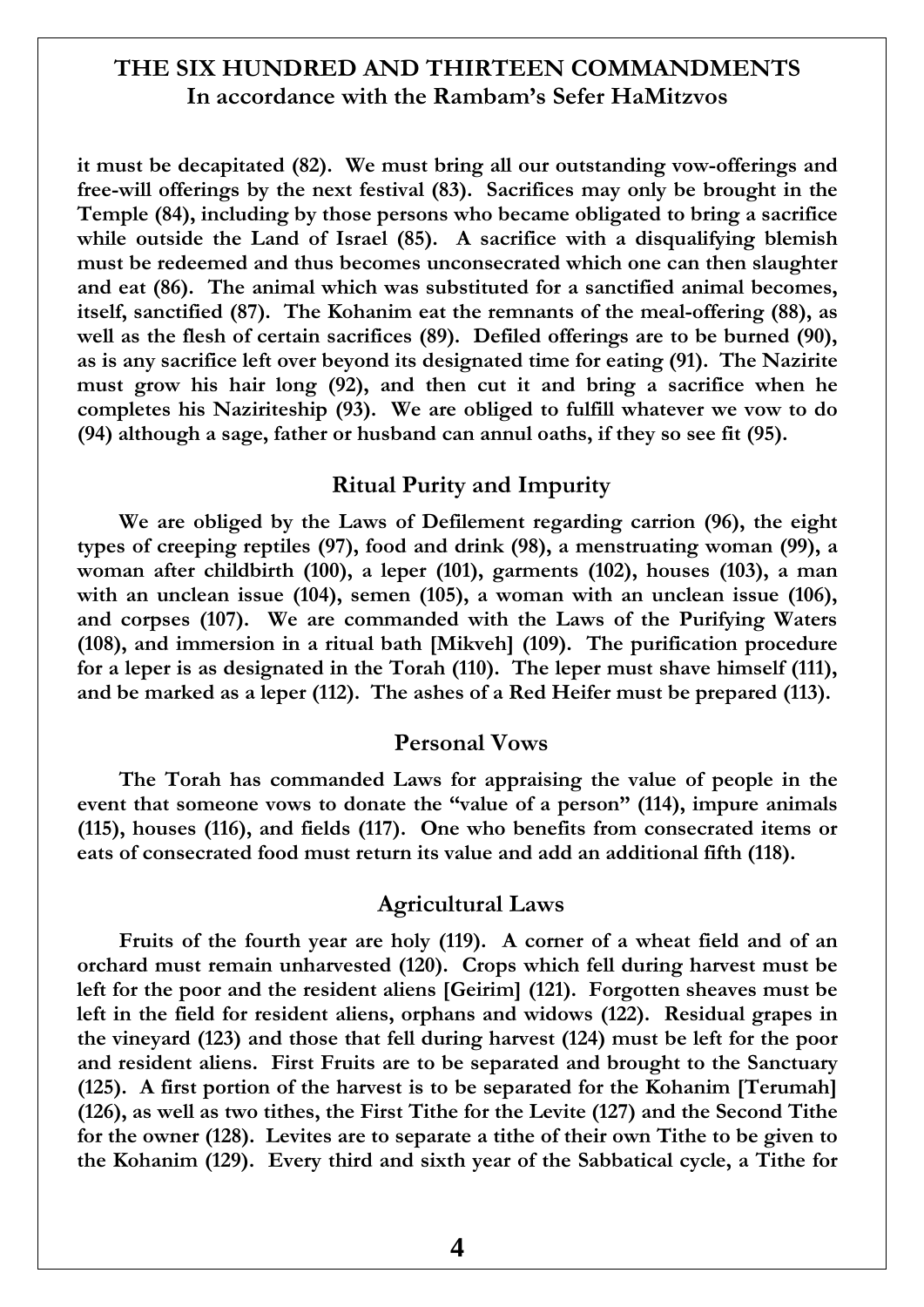it must be decapitated (82). We must bring all our outstanding vow-offerings and free-will offerings by the next festival (83). Sacrifices may only be brought in the Temple (84), including by those persons who became obligated to bring a sacrifice while outside the Land of Israel (85). A sacrifice with a disqualifying blemish must be redeemed and thus becomes unconsecrated which one can then slaughter and eat (86). The animal which was substituted for a sanctified animal becomes, itself, sanctified (87). The Kohanim eat the remnants of the meal-offering (88), as well as the flesh of certain sacrifices (89). Defiled offerings are to be burned (90), as is any sacrifice left over beyond its designated time for eating (91). The Nazirite must grow his hair long (92), and then cut it and bring a sacrifice when he completes his Naziriteship (93). We are obliged to fulfill whatever we vow to do (94) although a sage, father or husband can annul oaths, if they so see fit (95).

## Ritual Purity and Impurity

We are obliged by the Laws of Defilement regarding carrion (96), the eight types of creeping reptiles (97), food and drink (98), a menstruating woman (99), a woman after childbirth (100), a leper (101), garments (102), houses (103), a man with an unclean issue (104), semen (105), a woman with an unclean issue (106), and corpses (107). We are commanded with the Laws of the Purifying Waters (108), and immersion in a ritual bath [Mikveh] (109). The purification procedure for a leper is as designated in the Torah (110). The leper must shave himself (111), and be marked as a leper (112). The ashes of a Red Heifer must be prepared (113).

## Personal Vows

The Torah has commanded Laws for appraising the value of people in the event that someone vows to donate the "value of a person" (114), impure animals (115), houses (116), and fields (117). One who benefits from consecrated items or eats of consecrated food must return its value and add an additional fifth (118).

## Agricultural Laws

Fruits of the fourth year are holy (119). A corner of a wheat field and of an orchard must remain unharvested (120). Crops which fell during harvest must be left for the poor and the resident aliens [Geirim] (121). Forgotten sheaves must be left in the field for resident aliens, orphans and widows (122). Residual grapes in the vineyard (123) and those that fell during harvest (124) must be left for the poor and resident aliens. First Fruits are to be separated and brought to the Sanctuary (125). A first portion of the harvest is to be separated for the Kohanim [Terumah] (126), as well as two tithes, the First Tithe for the Levite (127) and the Second Tithe for the owner (128). Levites are to separate a tithe of their own Tithe to be given to the Kohanim (129). Every third and sixth year of the Sabbatical cycle, a Tithe for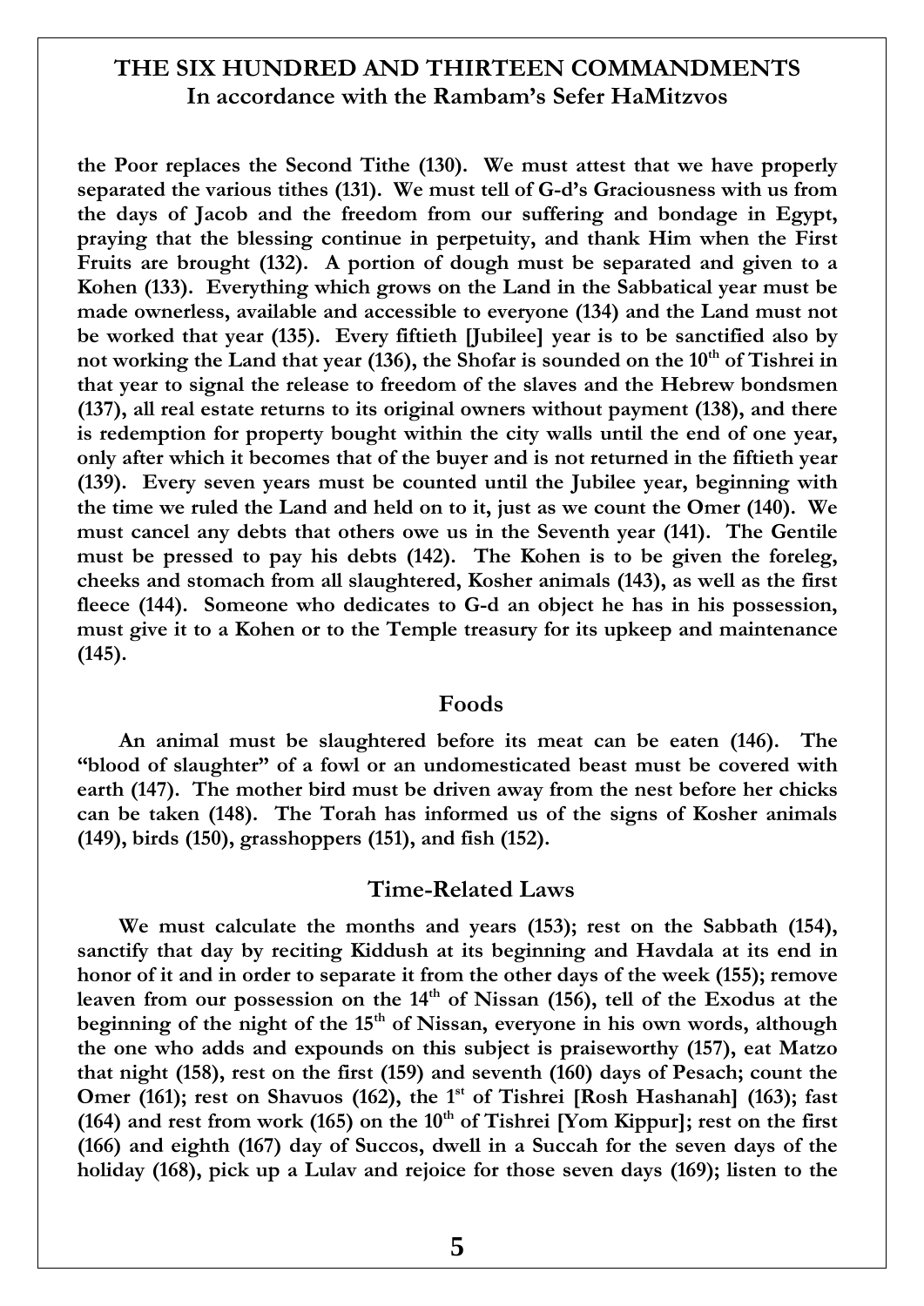**the Poor replaces the Second Tithe (130). We must attest that we have properly separated the various tithes (131). We must tell of G-d's Graciousness with us from the days of Jacob and the freedom from our suffering and bondage in Egypt, praying that the blessing continue in perpetuity, and thank Him when the First Fruits are brought (132). A portion of dough must be separated and given to a Kohen (133). Everything which grows on the Land in the Sabbatical year must be made ownerless, available and accessible to everyone (134) and the Land must not be worked that year (135). Every fiftieth [Jubilee] year is to be sanctified also by not working the Land that year (136), the Shofar is sounded on the 10th of Tishrei in that year to signal the release to freedom of the slaves and the Hebrew bondsmen (137), all real estate returns to its original owners without payment (138), and there is redemption for property bought within the city walls until the end of one year, only after which it becomes that of the buyer and is not returned in the fiftieth year (139). Every seven years must be counted until the Jubilee year, beginning with the time we ruled the Land and held on to it, just as we count the Omer (140). We must cancel any debts that others owe us in the Seventh year (141). The Gentile must be pressed to pay his debts (142). The Kohen is to be given the foreleg, cheeks and stomach from all slaughtered, Kosher animals (143), as well as the first fleece (144). Someone who dedicates to G-d an object he has in his possession, must give it to a Kohen or to the Temple treasury for its upkeep and maintenance (145).**

## Foods

**An animal must be slaughtered before its meat can be eaten (146). The "blood of slaughter" of a fowl or an undomesticated beast must be covered with earth (147). The mother bird must be driven away from the nest before her chicks can be taken (148). The Torah has informed us of the signs of Kosher animals (149), birds (150), grasshoppers (151), and fish (152).**

## Time-Related Laws

**We must calculate the months and years (153); rest on the Sabbath (154), sanctify that day by reciting Kiddush at its beginning and Havdala at its end in honor of it and in order to separate it from the other days of the week (155); remove leaven from our possession on the 14th of Nissan (156), tell of the Exodus at the beginning of the night of the 15th of Nissan, everyone in his own words, although the one who adds and expounds on this subject is praiseworthy (157), eat Matzo that night (158), rest on the first (159) and seventh (160) days of Pesach; count the Omer (161); rest on Shavuos (162), the 1st of Tishrei [Rosh Hashanah] (163); fast (164) and rest from work (165) on the 10th of Tishrei [Yom Kippur]; rest on the first (166) and eighth (167) day of Succos, dwell in a Succah for the seven days of the holiday (168), pick up a Lulav and rejoice for those seven days (169); listen to the**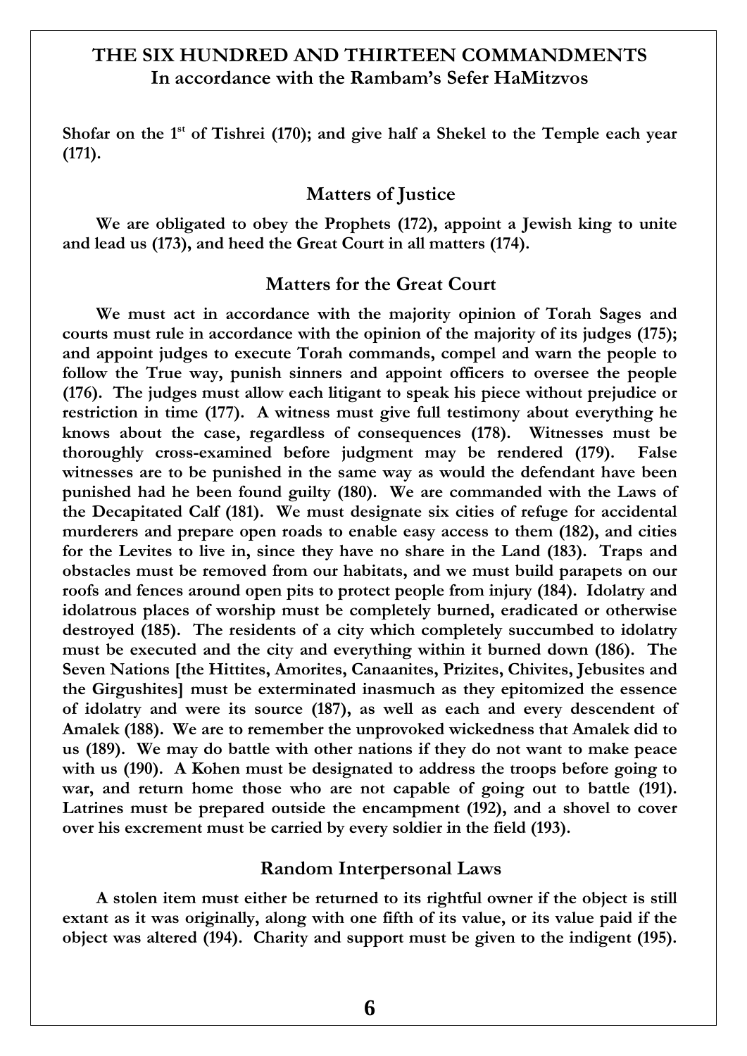Shofar on the 1st of Tishrei (170); and give half a Shekel to the Temple each year (171).

## Matters of Justice

We are obligated to obey the Prophets (172), appoint a Jewish king to unite and lead us (173), and heed the Great Court in all matters (174).

## Matters for the Great Court

We must act in accordance with the majority opinion of Torah Sages and courts must rule in accordance with the opinion of the majority of its judges (175); and appoint judges to execute Torah commands, compel and warn the people to follow the True way, punish sinners and appoint officers to oversee the people (176). The judges must allow each litigant to speak his piece without prejudice or restriction in time (177). A witness must give full testimony about everything he knows about the case, regardless of consequences (178). Witnesses must be thoroughly cross-examined before judgment may be rendered (179). False witnesses are to be punished in the same way as would the defendant have been punished had he been found guilty (180). We are commanded with the Laws of the Decapitated Calf (181). We must designate six cities of refuge for accidental murderers and prepare open roads to enable easy access to them (182), and cities for the Levites to live in, since they have no share in the Land (183). Traps and obstacles must be removed from our habitats, and we must build parapets on our roofs and fences around open pits to protect people from injury (184). Idolatry and idolatrous places of worship must be completely burned, eradicated or otherwise destroyed (185). The residents of a city which completely succumbed to idolatry must be executed and the city and everything within it burned down (186). The Seven Nations [the Hittites, Amorites, Canaanites, Prizites, Chivites, Jebusites and the Girgushites] must be exterminated inasmuch as they epitomized the essence of idolatry and were its source (187), as well as each and every descendent of Amalek (188). We are to remember the unprovoked wickedness that Amalek did to us (189). We may do battle with other nations if they do not want to make peace with us (190). A Kohen must be designated to address the troops before going to war, and return home those who are not capable of going out to battle (191). Latrines must be prepared outside the encampment (192), and a shovel to cover over his excrement must be carried by every soldier in the field (193).

## Random Interpersonal Laws

A stolen item must either be returned to its rightful owner if the object is still extant as it was originally, along with one fifth of its value, or its value paid if the object was altered (194). Charity and support must be given to the indigent (195).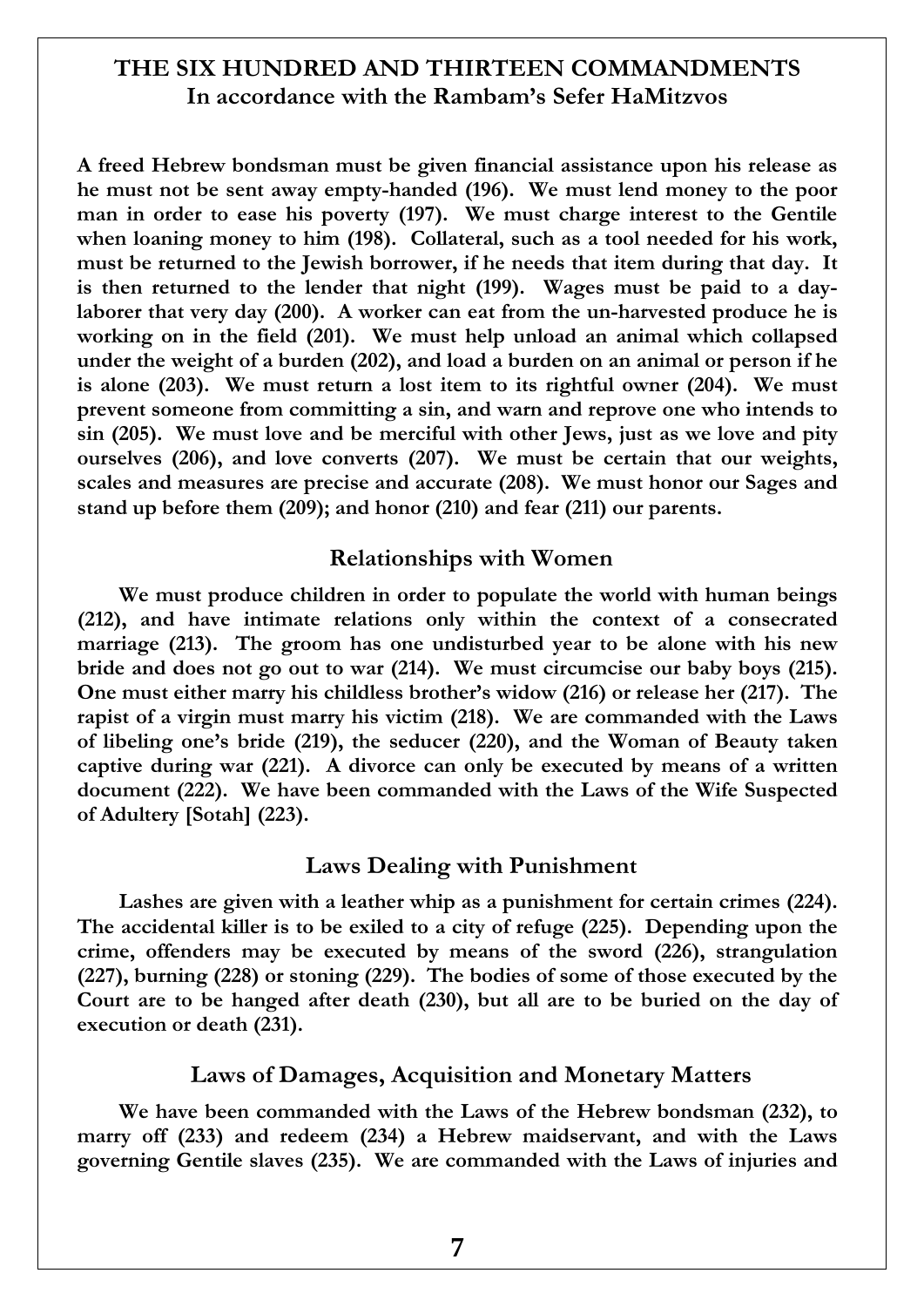## THE SIX HUNDRED AND THIRTEEN COMMANDMENTS
### In accordance with the Rambam's Sefer HaMitzvos

**A freed Hebrew bondsman must be given financial assistance upon his release as he must not be sent away empty-handed (196). We must lend money to the poor man in order to ease his poverty (197). We must charge interest to the Gentile when loaning money to him (198). Collateral, such as a tool needed for his work, must be returned to the Jewish borrower, if he needs that item during that day. It is then returned to the lender that night (199). Wages must be paid to a day-laborer that very day (200). A worker can eat from the un-harvested produce he is working on in the field (201). We must help unload an animal which collapsed under the weight of a burden (202), and load a burden on an animal or person if he is alone (203). We must return a lost item to its rightful owner (204). We must prevent someone from committing a sin, and warn and reprove one who intends to sin (205). We must love and be merciful with other Jews, just as we love and pity ourselves (206), and love converts (207). We must be certain that our weights, scales and measures are precise and accurate (208). We must honor our Sages and stand up before them (209); and honor (210) and fear (211) our parents.**

### Relationships with Women

**We must produce children in order to populate the world with human beings (212), and have intimate relations only within the context of a consecrated marriage (213). The groom has one undisturbed year to be alone with his new bride and does not go out to war (214). We must circumcise our baby boys (215). One must either marry his childless brother's widow (216) or release her (217). The rapist of a virgin must marry his victim (218). We are commanded with the Laws of libeling one's bride (219), the seducer (220), and the Woman of Beauty taken captive during war (221). A divorce can only be executed by means of a written document (222). We have been commanded with the Laws of the Wife Suspected of Adultery [Sotah] (223).**

### Laws Dealing with Punishment

**Lashes are given with a leather whip as a punishment for certain crimes (224). The accidental killer is to be exiled to a city of refuge (225). Depending upon the crime, offenders may be executed by means of the sword (226), strangulation (227), burning (228) or stoning (229). The bodies of some of those executed by the Court are to be hanged after death (230), but all are to be buried on the day of execution or death (231).**

### Laws of Damages, Acquisition and Monetary Matters

**We have been commanded with the Laws of the Hebrew bondsman (232), to marry off (233) and redeem (234) a Hebrew maidservant, and with the Laws governing Gentile slaves (235). We are commanded with the Laws of injuries and**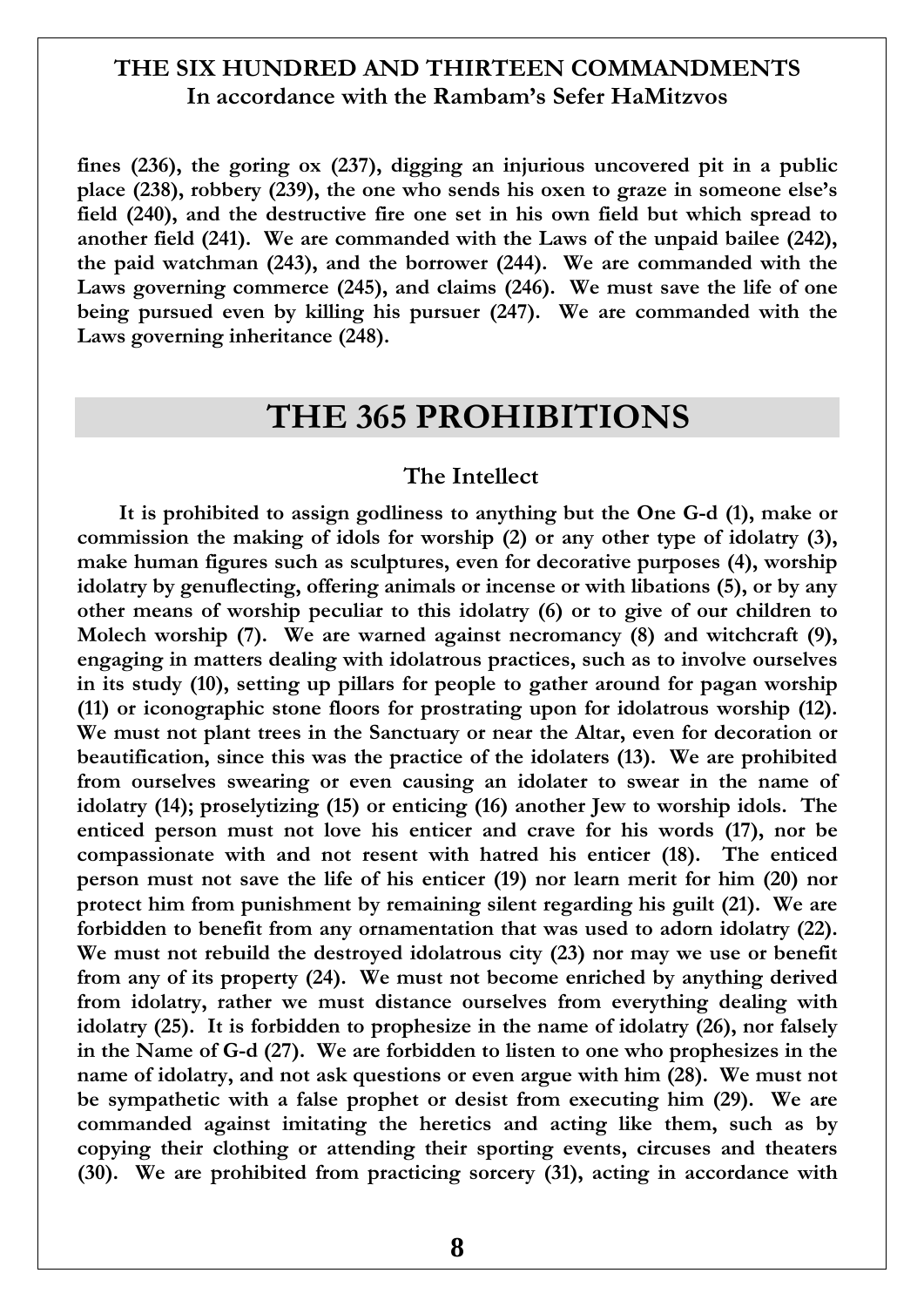**fines (236), the goring ox (237), digging an injurious uncovered pit in a public place (238), robbery (239), the one who sends his oxen to graze in someone else's field (240), and the destructive fire one set in his own field but which spread to another field (241). We are commanded with the Laws of the unpaid bailee (242), the paid watchman (243), and the borrower (244). We are commanded with the Laws governing commerce (245), and claims (246). We must save the life of one being pursued even by killing his pursuer (247). We are commanded with the Laws governing inheritance (248).**

# THE 365 PROHIBITIONS

### The Intellect

**It is prohibited to assign godliness to anything but the One G-d (1), make or commission the making of idols for worship (2) or any other type of idolatry (3), make human figures such as sculptures, even for decorative purposes (4), worship idolatry by genuflecting, offering animals or incense or with libations (5), or by any other means of worship peculiar to this idolatry (6) or to give of our children to Molech worship (7). We are warned against necromancy (8) and witchcraft (9), engaging in matters dealing with idolatrous practices, such as to involve ourselves in its study (10), setting up pillars for people to gather around for pagan worship (11) or iconographic stone floors for prostrating upon for idolatrous worship (12). We must not plant trees in the Sanctuary or near the Altar, even for decoration or beautification, since this was the practice of the idolaters (13). We are prohibited from ourselves swearing or even causing an idolater to swear in the name of idolatry (14); proselytizing (15) or enticing (16) another Jew to worship idols. The enticed person must not love his enticer and crave for his words (17), nor be compassionate with and not resent with hatred his enticer (18). The enticed person must not save the life of his enticer (19) nor learn merit for him (20) nor protect him from punishment by remaining silent regarding his guilt (21). We are forbidden to benefit from any ornamentation that was used to adorn idolatry (22). We must not rebuild the destroyed idolatrous city (23) nor may we use or benefit from any of its property (24). We must not become enriched by anything derived from idolatry, rather we must distance ourselves from everything dealing with idolatry (25). It is forbidden to prophesize in the name of idolatry (26), nor falsely in the Name of G-d (27). We are forbidden to listen to one who prophesizes in the name of idolatry, and not ask questions or even argue with him (28). We must not be sympathetic with a false prophet or desist from executing him (29). We are commanded against imitating the heretics and acting like them, such as by copying their clothing or attending their sporting events, circuses and theaters (30). We are prohibited from practicing sorcery (31), acting in accordance with**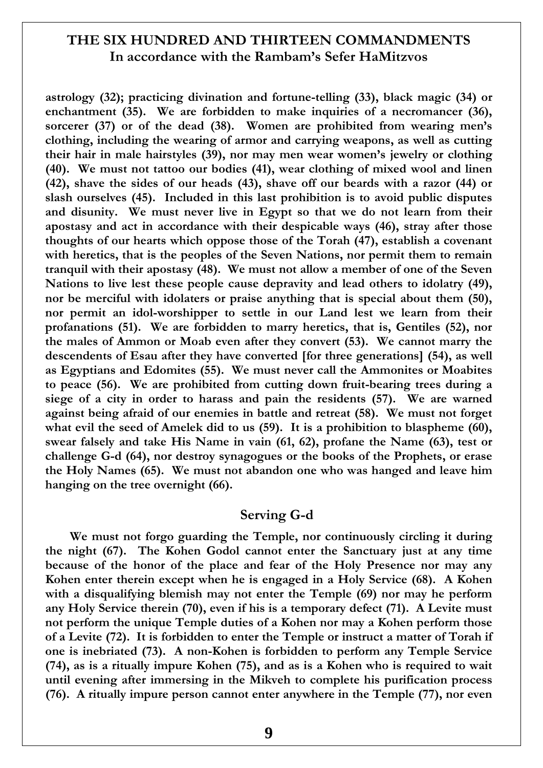**astrology (32); practicing divination and fortune-telling (33), black magic (34) or enchantment (35). We are forbidden to make inquiries of a necromancer (36), sorcerer (37) or of the dead (38). Women are prohibited from wearing men's clothing, including the wearing of armor and carrying weapons, as well as cutting their hair in male hairstyles (39), nor may men wear women's jewelry or clothing (40). We must not tattoo our bodies (41), wear clothing of mixed wool and linen (42), shave the sides of our heads (43), shave off our beards with a razor (44) or slash ourselves (45). Included in this last prohibition is to avoid public disputes and disunity. We must never live in Egypt so that we do not learn from their apostasy and act in accordance with their despicable ways (46), stray after those thoughts of our hearts which oppose those of the Torah (47), establish a covenant with heretics, that is the peoples of the Seven Nations, nor permit them to remain tranquil with their apostasy (48). We must not allow a member of one of the Seven Nations to live lest these people cause depravity and lead others to idolatry (49), nor be merciful with idolaters or praise anything that is special about them (50), nor permit an idol-worshipper to settle in our Land lest we learn from their profanations (51). We are forbidden to marry heretics, that is, Gentiles (52), nor the males of Ammon or Moab even after they convert (53). We cannot marry the descendents of Esau after they have converted [for three generations] (54), as well as Egyptians and Edomites (55). We must never call the Ammonites or Moabites to peace (56). We are prohibited from cutting down fruit-bearing trees during a siege of a city in order to harass and pain the residents (57). We are warned against being afraid of our enemies in battle and retreat (58). We must not forget what evil the seed of Amelek did to us (59). It is a prohibition to blaspheme (60), swear falsely and take His Name in vain (61, 62), profane the Name (63), test or challenge G-d (64), nor destroy synagogues or the books of the Prophets, or erase the Holy Names (65). We must not abandon one who was hanged and leave him hanging on the tree overnight (66).**

## Serving G-d

**We must not forgo guarding the Temple, nor continuously circling it during the night (67). The Kohen Godol cannot enter the Sanctuary just at any time because of the honor of the place and fear of the Holy Presence nor may any Kohen enter therein except when he is engaged in a Holy Service (68). A Kohen with a disqualifying blemish may not enter the Temple (69) nor may he perform any Holy Service therein (70), even if his is a temporary defect (71). A Levite must not perform the unique Temple duties of a Kohen nor may a Kohen perform those of a Levite (72). It is forbidden to enter the Temple or instruct a matter of Torah if one is inebriated (73). A non-Kohen is forbidden to perform any Temple Service (74), as is a ritually impure Kohen (75), and as is a Kohen who is required to wait until evening after immersing in the Mikveh to complete his purification process (76). A ritually impure person cannot enter anywhere in the Temple (77), nor even**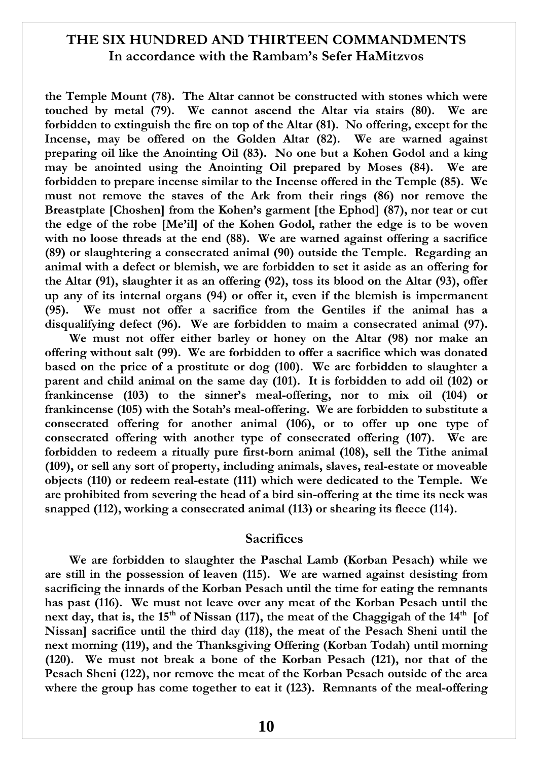**the Temple Mount (78). The Altar cannot be constructed with stones which were touched by metal (79). We cannot ascend the Altar via stairs (80). We are forbidden to extinguish the fire on top of the Altar (81). No offering, except for the Incense, may be offered on the Golden Altar (82). We are warned against preparing oil like the Anointing Oil (83). No one but a Kohen Godol and a king may be anointed using the Anointing Oil prepared by Moses (84). We are forbidden to prepare incense similar to the Incense offered in the Temple (85). We must not remove the staves of the Ark from their rings (86) nor remove the Breastplate [Choshen] from the Kohen's garment [the Ephod] (87), nor tear or cut the edge of the robe [Me'il] of the Kohen Godol, rather the edge is to be woven with no loose threads at the end (88). We are warned against offering a sacrifice (89) or slaughtering a consecrated animal (90) outside the Temple. Regarding an animal with a defect or blemish, we are forbidden to set it aside as an offering for the Altar (91), slaughter it as an offering (92), toss its blood on the Altar (93), offer up any of its internal organs (94) or offer it, even if the blemish is impermanent (95). We must not offer a sacrifice from the Gentiles if the animal has a disqualifying defect (96). We are forbidden to maim a consecrated animal (97).**

**We must not offer either barley or honey on the Altar (98) nor make an offering without salt (99). We are forbidden to offer a sacrifice which was donated based on the price of a prostitute or dog (100). We are forbidden to slaughter a parent and child animal on the same day (101). It is forbidden to add oil (102) or frankincense (103) to the sinner's meal-offering, nor to mix oil (104) or frankincense (105) with the Sotah's meal-offering. We are forbidden to substitute a consecrated offering for another animal (106), or to offer up one type of consecrated offering with another type of consecrated offering (107). We are forbidden to redeem a ritually pure first-born animal (108), sell the Tithe animal (109), or sell any sort of property, including animals, slaves, real-estate or moveable objects (110) or redeem real-estate (111) which were dedicated to the Temple. We are prohibited from severing the head of a bird sin-offering at the time its neck was snapped (112), working a consecrated animal (113) or shearing its fleece (114).**

## Sacrifices

**We are forbidden to slaughter the Paschal Lamb (Korban Pesach) while we are still in the possession of leaven (115). We are warned against desisting from sacrificing the innards of the Korban Pesach until the time for eating the remnants has past (116). We must not leave over any meat of the Korban Pesach until the next day, that is, the 15th of Nissan (117), the meat of the Chaggigah of the 14th [of Nissan] sacrifice until the third day (118), the meat of the Pesach Sheni until the next morning (119), and the Thanksgiving Offering (Korban Todah) until morning (120). We must not break a bone of the Korban Pesach (121), nor that of the Pesach Sheni (122), nor remove the meat of the Korban Pesach outside of the area where the group has come together to eat it (123). Remnants of the meal-offering**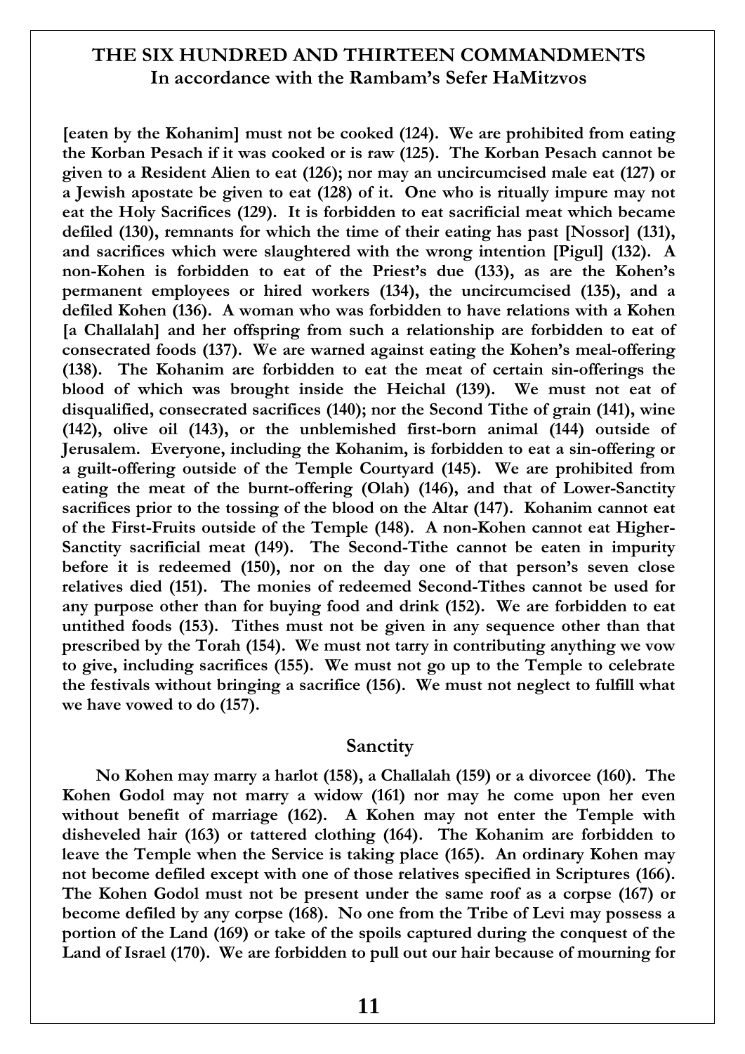**[eaten by the Kohanim] must not be cooked (124). We are prohibited from eating the Korban Pesach if it was cooked or is raw (125). The Korban Pesach cannot be given to a Resident Alien to eat (126); nor may an uncircumcised male eat (127) or a Jewish apostate be given to eat (128) of it. One who is ritually impure may not eat the Holy Sacrifices (129). It is forbidden to eat sacrificial meat which became defiled (130), remnants for which the time of their eating has past [Nossor] (131), and sacrifices which were slaughtered with the wrong intention [Pigul] (132). A non-Kohen is forbidden to eat of the Priest's due (133), as are the Kohen's permanent employees or hired workers (134), the uncircumcised (135), and a defiled Kohen (136). A woman who was forbidden to have relations with a Kohen [a Challalah] and her offspring from such a relationship are forbidden to eat of consecrated foods (137). We are warned against eating the Kohen's meal-offering (138). The Kohanim are forbidden to eat the meat of certain sin-offerings the blood of which was brought inside the Heichal (139). We must not eat of disqualified, consecrated sacrifices (140); nor the Second Tithe of grain (141), wine (142), olive oil (143), or the unblemished first-born animal (144) outside of Jerusalem. Everyone, including the Kohanim, is forbidden to eat a sin-offering or a guilt-offering outside of the Temple Courtyard (145). We are prohibited from eating the meat of the burnt-offering (Olah) (146), and that of Lower-Sanctity sacrifices prior to the tossing of the blood on the Altar (147). Kohanim cannot eat of the First-Fruits outside of the Temple (148). A non-Kohen cannot eat Higher-Sanctity sacrificial meat (149). The Second-Tithe cannot be eaten in impurity before it is redeemed (150), nor on the day one of that person's seven close relatives died (151). The monies of redeemed Second-Tithes cannot be used for any purpose other than for buying food and drink (152). We are forbidden to eat untithed foods (153). Tithes must not be given in any sequence other than that prescribed by the Torah (154). We must not tarry in contributing anything we vow to give, including sacrifices (155). We must not go up to the Temple to celebrate the festivals without bringing a sacrifice (156). We must not neglect to fulfill what we have vowed to do (157).**

## Sanctity

**No Kohen may marry a harlot (158), a Challalah (159) or a divorcee (160). The Kohen Godol may not marry a widow (161) nor may he come upon her even without benefit of marriage (162). A Kohen may not enter the Temple with disheveled hair (163) or tattered clothing (164). The Kohanim are forbidden to leave the Temple when the Service is taking place (165). An ordinary Kohen may not become defiled except with one of those relatives specified in Scriptures (166). The Kohen Godol must not be present under the same roof as a corpse (167) or become defiled by any corpse (168). No one from the Tribe of Levi may possess a portion of the Land (169) or take of the spoils captured during the conquest of the Land of Israel (170). We are forbidden to pull out our hair because of mourning for**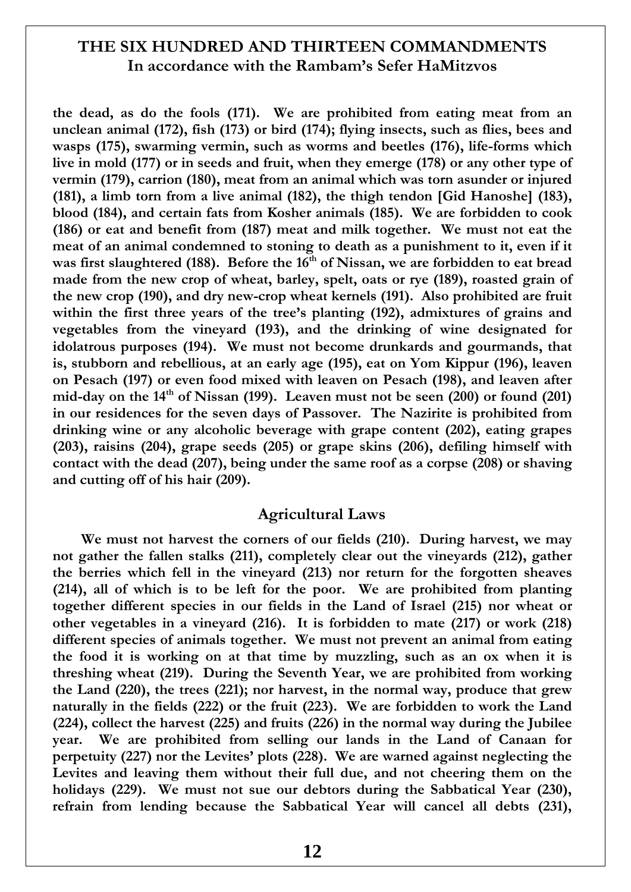**the dead, as do the fools (171). We are prohibited from eating meat from an unclean animal (172), fish (173) or bird (174); flying insects, such as flies, bees and wasps (175), swarming vermin, such as worms and beetles (176), life-forms which live in mold (177) or in seeds and fruit, when they emerge (178) or any other type of vermin (179), carrion (180), meat from an animal which was torn asunder or injured (181), a limb torn from a live animal (182), the thigh tendon [Gid Hanoshe] (183), blood (184), and certain fats from Kosher animals (185). We are forbidden to cook (186) or eat and benefit from (187) meat and milk together. We must not eat the meat of an animal condemned to stoning to death as a punishment to it, even if it was first slaughtered (188). Before the 16th of Nissan, we are forbidden to eat bread made from the new crop of wheat, barley, spelt, oats or rye (189), roasted grain of the new crop (190), and dry new-crop wheat kernels (191). Also prohibited are fruit within the first three years of the tree's planting (192), admixtures of grains and vegetables from the vineyard (193), and the drinking of wine designated for idolatrous purposes (194). We must not become drunkards and gourmands, that is, stubborn and rebellious, at an early age (195), eat on Yom Kippur (196), leaven on Pesach (197) or even food mixed with leaven on Pesach (198), and leaven after mid-day on the 14th of Nissan (199). Leaven must not be seen (200) or found (201) in our residences for the seven days of Passover. The Nazirite is prohibited from drinking wine or any alcoholic beverage with grape content (202), eating grapes (203), raisins (204), grape seeds (205) or grape skins (206), defiling himself with contact with the dead (207), being under the same roof as a corpse (208) or shaving and cutting off of his hair (209).**

## Agricultural Laws

**We must not harvest the corners of our fields (210). During harvest, we may not gather the fallen stalks (211), completely clear out the vineyards (212), gather the berries which fell in the vineyard (213) nor return for the forgotten sheaves (214), all of which is to be left for the poor. We are prohibited from planting together different species in our fields in the Land of Israel (215) nor wheat or other vegetables in a vineyard (216). It is forbidden to mate (217) or work (218) different species of animals together. We must not prevent an animal from eating the food it is working on at that time by muzzling, such as an ox when it is threshing wheat (219). During the Seventh Year, we are prohibited from working the Land (220), the trees (221); nor harvest, in the normal way, produce that grew naturally in the fields (222) or the fruit (223). We are forbidden to work the Land (224), collect the harvest (225) and fruits (226) in the normal way during the Jubilee year. We are prohibited from selling our lands in the Land of Canaan for perpetuity (227) nor the Levites' plots (228). We are warned against neglecting the Levites and leaving them without their full due, and not cheering them on the holidays (229). We must not sue our debtors during the Sabbatical Year (230), refrain from lending because the Sabbatical Year will cancel all debts (231),**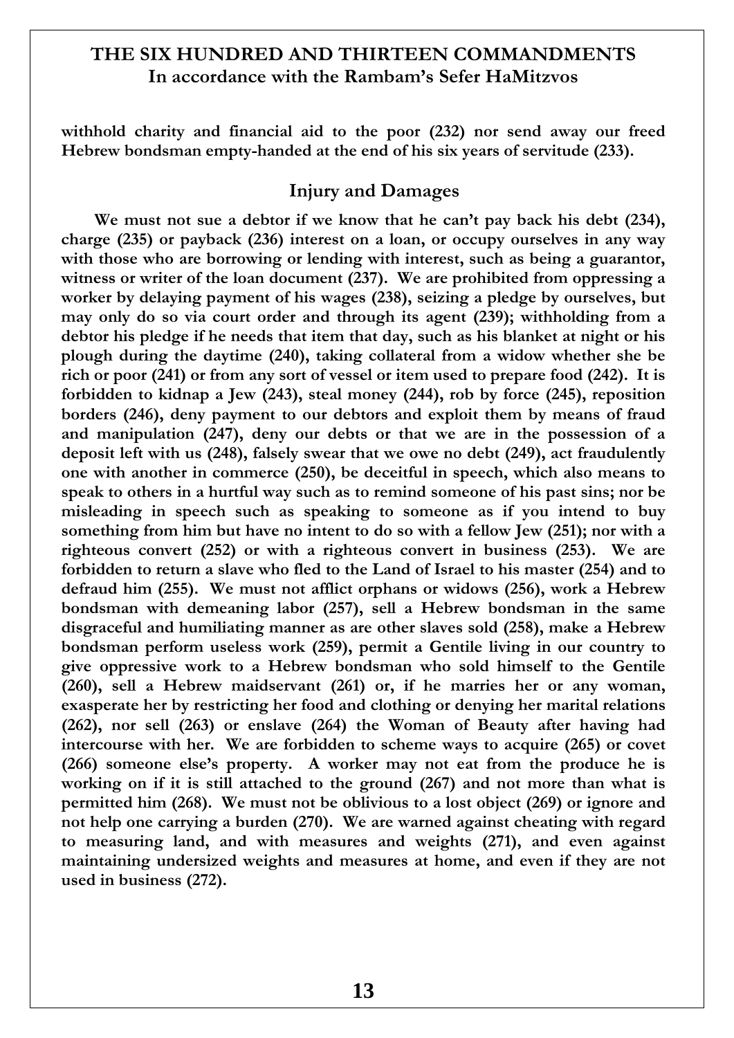**withhold charity and financial aid to the poor (232) nor send away our freed Hebrew bondsman empty-handed at the end of his six years of servitude (233).**

## Injury and Damages

**We must not sue a debtor if we know that he can't pay back his debt (234), charge (235) or payback (236) interest on a loan, or occupy ourselves in any way with those who are borrowing or lending with interest, such as being a guarantor, witness or writer of the loan document (237). We are prohibited from oppressing a worker by delaying payment of his wages (238), seizing a pledge by ourselves, but may only do so via court order and through its agent (239); withholding from a debtor his pledge if he needs that item that day, such as his blanket at night or his plough during the daytime (240), taking collateral from a widow whether she be rich or poor (241) or from any sort of vessel or item used to prepare food (242). It is forbidden to kidnap a Jew (243), steal money (244), rob by force (245), reposition borders (246), deny payment to our debtors and exploit them by means of fraud and manipulation (247), deny our debts or that we are in the possession of a deposit left with us (248), falsely swear that we owe no debt (249), act fraudulently one with another in commerce (250), be deceitful in speech, which also means to speak to others in a hurtful way such as to remind someone of his past sins; nor be misleading in speech such as speaking to someone as if you intend to buy something from him but have no intent to do so with a fellow Jew (251); nor with a righteous convert (252) or with a righteous convert in business (253). We are forbidden to return a slave who fled to the Land of Israel to his master (254) and to defraud him (255). We must not afflict orphans or widows (256), work a Hebrew bondsman with demeaning labor (257), sell a Hebrew bondsman in the same disgraceful and humiliating manner as are other slaves sold (258), make a Hebrew bondsman perform useless work (259), permit a Gentile living in our country to give oppressive work to a Hebrew bondsman who sold himself to the Gentile (260), sell a Hebrew maidservant (261) or, if he marries her or any woman, exasperate her by restricting her food and clothing or denying her marital relations (262), nor sell (263) or enslave (264) the Woman of Beauty after having had intercourse with her. We are forbidden to scheme ways to acquire (265) or covet (266) someone else's property. A worker may not eat from the produce he is working on if it is still attached to the ground (267) and not more than what is permitted him (268). We must not be oblivious to a lost object (269) or ignore and not help one carrying a burden (270). We are warned against cheating with regard to measuring land, and with measures and weights (271), and even against maintaining undersized weights and measures at home, and even if they are not used in business (272).**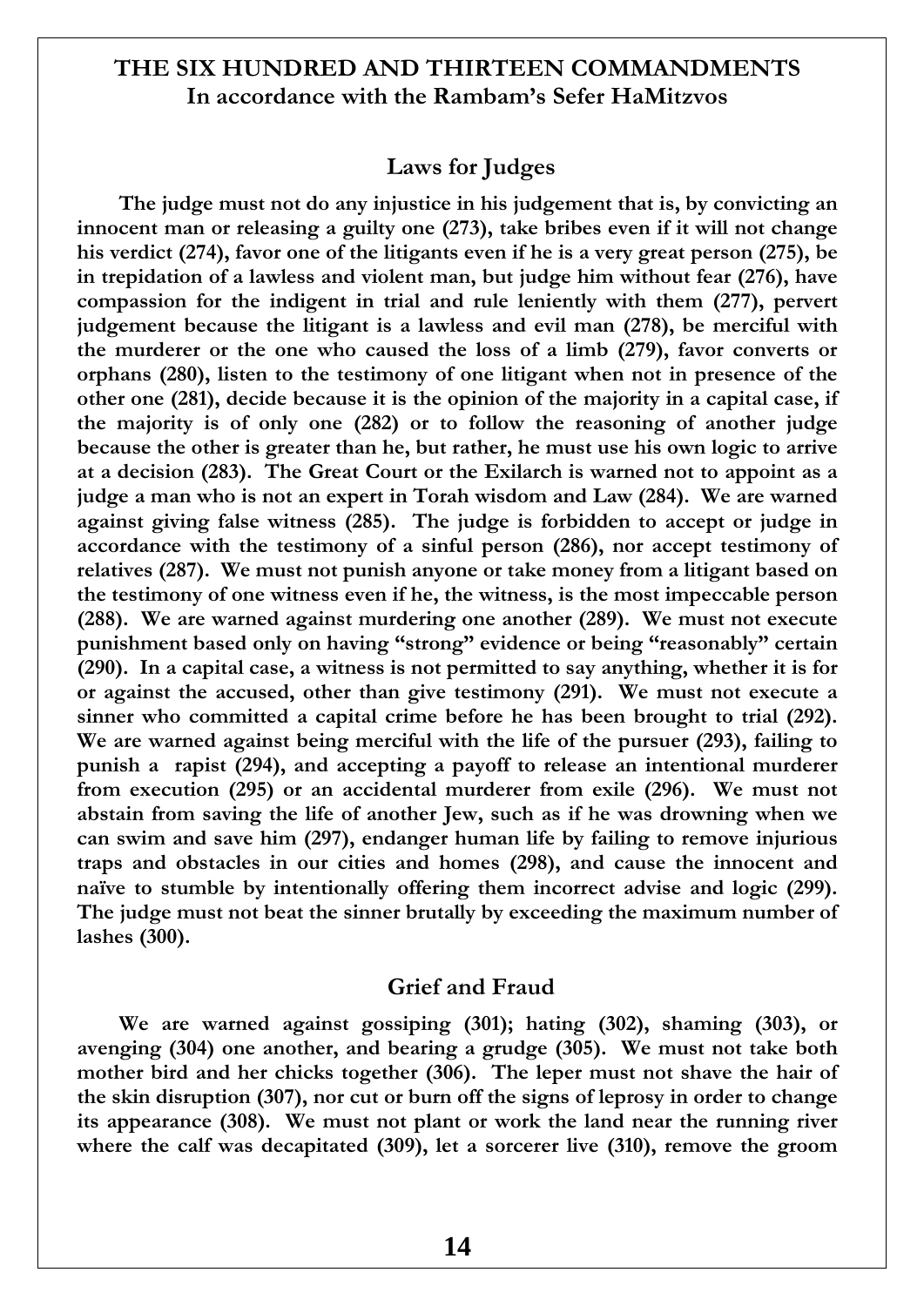## THE SIX HUNDRED AND THIRTEEN COMMANDMENTS
### In accordance with the Rambam's Sefer HaMitzvos

### Laws for Judges

**The judge must not do any injustice in his judgement that is, by convicting an innocent man or releasing a guilty one (273), take bribes even if it will not change his verdict (274), favor one of the litigants even if he is a very great person (275), be in trepidation of a lawless and violent man, but judge him without fear (276), have compassion for the indigent in trial and rule leniently with them (277), pervert judgement because the litigant is a lawless and evil man (278), be merciful with the murderer or the one who caused the loss of a limb (279), favor converts or orphans (280), listen to the testimony of one litigant when not in presence of the other one (281), decide because it is the opinion of the majority in a capital case, if the majority is of only one (282) or to follow the reasoning of another judge because the other is greater than he, but rather, he must use his own logic to arrive at a decision (283). The Great Court or the Exilarch is warned not to appoint as a judge a man who is not an expert in Torah wisdom and Law (284). We are warned against giving false witness (285). The judge is forbidden to accept or judge in accordance with the testimony of a sinful person (286), nor accept testimony of relatives (287). We must not punish anyone or take money from a litigant based on the testimony of one witness even if he, the witness, is the most impeccable person (288). We are warned against murdering one another (289). We must not execute punishment based only on having "strong" evidence or being "reasonably" certain (290). In a capital case, a witness is not permitted to say anything, whether it is for or against the accused, other than give testimony (291). We must not execute a sinner who committed a capital crime before he has been brought to trial (292). We are warned against being merciful with the life of the pursuer (293), failing to punish a rapist (294), and accepting a payoff to release an intentional murderer from execution (295) or an accidental murderer from exile (296). We must not abstain from saving the life of another Jew, such as if he was drowning when we can swim and save him (297), endanger human life by failing to remove injurious traps and obstacles in our cities and homes (298), and cause the innocent and naïve to stumble by intentionally offering them incorrect advise and logic (299). The judge must not beat the sinner brutally by exceeding the maximum number of lashes (300).**

### Grief and Fraud

**We are warned against gossiping (301); hating (302), shaming (303), or avenging (304) one another, and bearing a grudge (305). We must not take both mother bird and her chicks together (306). The leper must not shave the hair of the skin disruption (307), nor cut or burn off the signs of leprosy in order to change its appearance (308). We must not plant or work the land near the running river where the calf was decapitated (309), let a sorcerer live (310), remove the groom**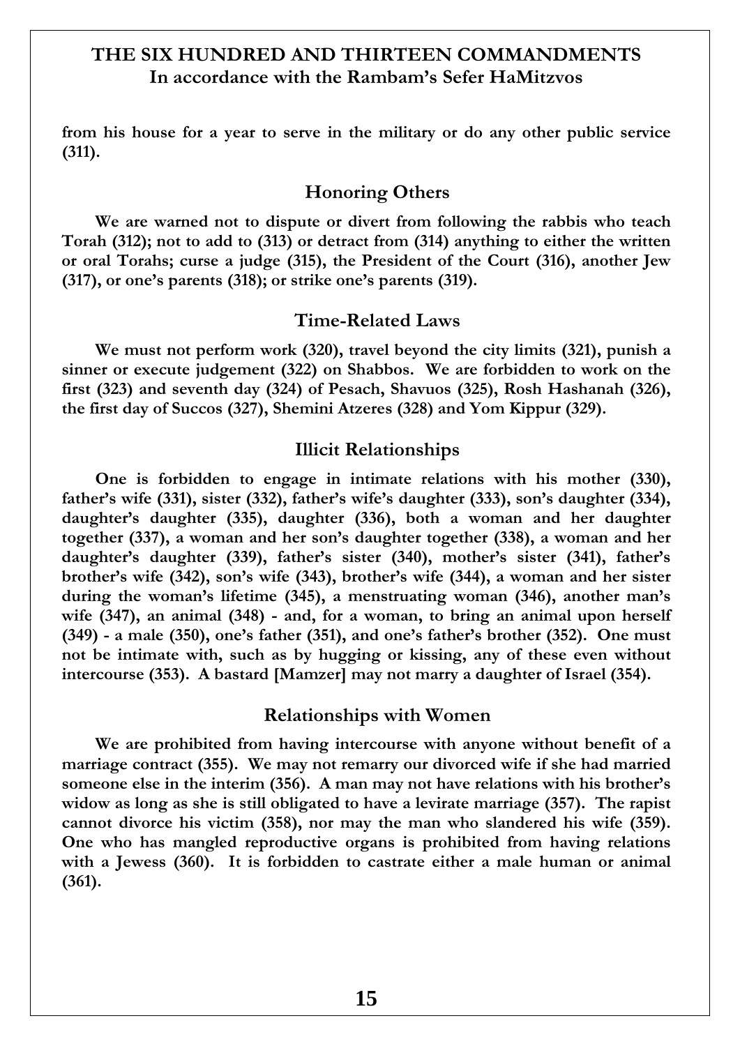**from his house for a year to serve in the military or do any other public service (311).**

## Honoring Others

**We are warned not to dispute or divert from following the rabbis who teach Torah (312); not to add to (313) or detract from (314) anything to either the written or oral Torahs; curse a judge (315), the President of the Court (316), another Jew (317), or one's parents (318); or strike one's parents (319).**

## Time-Related Laws

**We must not perform work (320), travel beyond the city limits (321), punish a sinner or execute judgement (322) on Shabbos. We are forbidden to work on the first (323) and seventh day (324) of Pesach, Shavuos (325), Rosh Hashanah (326), the first day of Succos (327), Shemini Atzeres (328) and Yom Kippur (329).**

## Illicit Relationships

**One is forbidden to engage in intimate relations with his mother (330), father's wife (331), sister (332), father's wife's daughter (333), son's daughter (334), daughter's daughter (335), daughter (336), both a woman and her daughter together (337), a woman and her son's daughter together (338), a woman and her daughter's daughter (339), father's sister (340), mother's sister (341), father's brother's wife (342), son's wife (343), brother's wife (344), a woman and her sister during the woman's lifetime (345), a menstruating woman (346), another man's wife (347), an animal (348) - and, for a woman, to bring an animal upon herself (349) - a male (350), one's father (351), and one's father's brother (352). One must not be intimate with, such as by hugging or kissing, any of these even without intercourse (353). A bastard [Mamzer] may not marry a daughter of Israel (354).**

## Relationships with Women

**We are prohibited from having intercourse with anyone without benefit of a marriage contract (355). We may not remarry our divorced wife if she had married someone else in the interim (356). A man may not have relations with his brother's widow as long as she is still obligated to have a levirate marriage (357). The rapist cannot divorce his victim (358), nor may the man who slandered his wife (359). One who has mangled reproductive organs is prohibited from having relations with a Jewess (360). It is forbidden to castrate either a male human or animal (361).**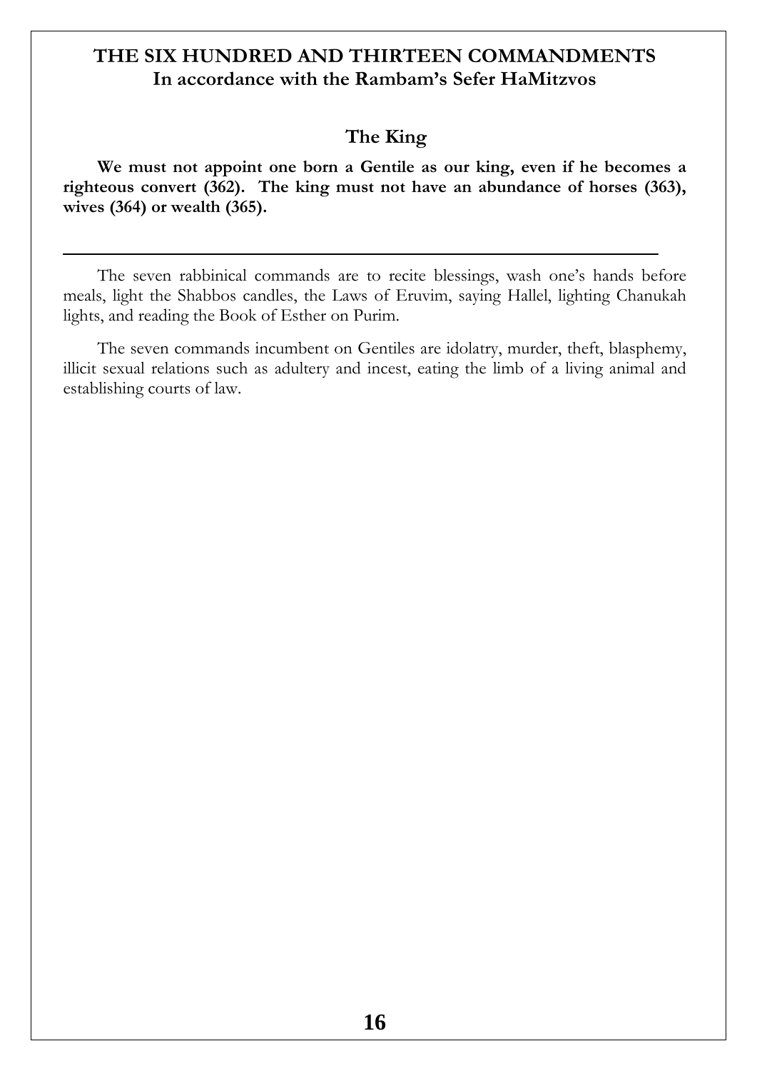## The King

**We must not appoint one born a Gentile as our king, even if he becomes a righteous convert (362). The king must not have an abundance of horses (363), wives (364) or wealth (365).**

---

The seven rabbinical commands are to recite blessings, wash one's hands before meals, light the Shabbos candles, the Laws of Eruvim, saying Hallel, lighting Chanukah lights, and reading the Book of Esther on Purim.

The seven commands incumbent on Gentiles are idolatry, murder, theft, blasphemy, illicit sexual relations such as adultery and incest, eating the limb of a living animal and establishing courts of law.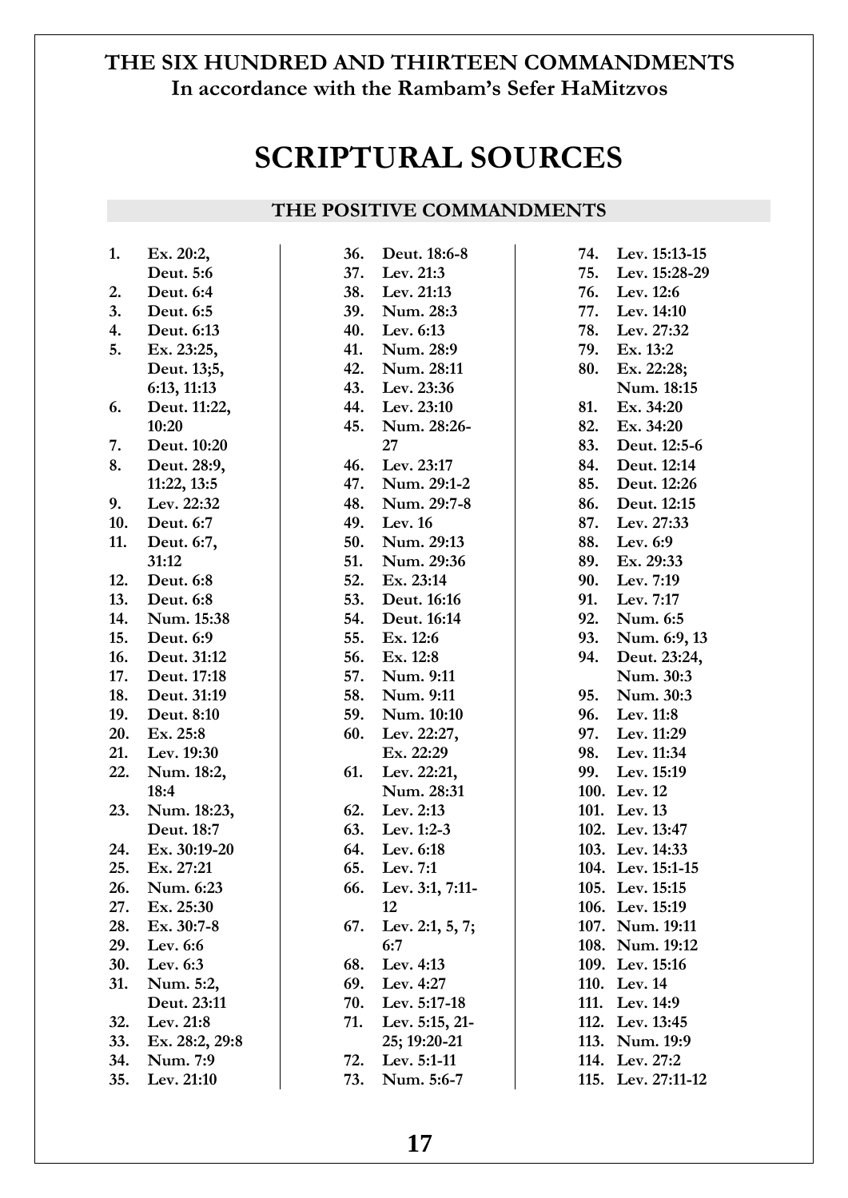**THE SIX HUNDRED AND THIRTEEN COMMANDMENTS**
**In accordance with the Rambam's Sefer HaMitzvos**

# SCRIPTURAL SOURCES

## THE POSITIVE COMMANDMENTS

1. Ex. 20:2, Deut. 5:6
2. Deut. 6:4
3. Deut. 6:5
4. Deut. 6:13
5. Ex. 23:25, Deut. 13;5, 6:13, 11:13
6. Deut. 11:22, 10:20
7. Deut. 10:20
8. Deut. 28:9, 11:22, 13:5
9. Lev. 22:32
10. Deut. 6:7
11. Deut. 6:7, 31:12
12. Deut. 6:8
13. Deut. 6:8
14. Num. 15:38
15. Deut. 6:9
16. Deut. 31:12
17. Deut. 17:18
18. Deut. 31:19
19. Deut. 8:10
20. Ex. 25:8
21. Lev. 19:30
22. Num. 18:2, 18:4
23. Num. 18:23, Deut. 18:7
24. Ex. 30:19-20
25. Ex. 27:21
26. Num. 6:23
27. Ex. 25:30
28. Ex. 30:7-8
29. Lev. 6:6
30. Lev. 6:3
31. Num. 5:2, Deut. 23:11
32. Lev. 21:8
33. Ex. 28:2, 29:8
34. Num. 7:9
35. Lev. 21:10
36. Deut. 18:6-8
37. Lev. 21:3
38. Lev. 21:13
39. Num. 28:3
40. Lev. 6:13
41. Num. 28:9
42. Num. 28:11
43. Lev. 23:36
44. Lev. 23:10
45. Num. 28:26-27
46. Lev. 23:17
47. Num. 29:1-2
48. Num. 29:7-8
49. Lev. 16
50. Num. 29:13
51. Num. 29:36
52. Ex. 23:14
53. Deut. 16:16
54. Deut. 16:14
55. Ex. 12:6
56. Ex. 12:8
57. Num. 9:11
58. Num. 9:11
59. Num. 10:10
60. Lev. 22:27, Ex. 22:29
61. Lev. 22:21, Num. 28:31
62. Lev. 2:13
63. Lev. 1:2-3
64. Lev. 6:18
65. Lev. 7:1
66. Lev. 3:1, 7:11-12
67. Lev. 2:1, 5, 7; 6:7
68. Lev. 4:13
69. Lev. 4:27
70. Lev. 5:17-18
71. Lev. 5:15, 21-25; 19:20-21
72. Lev. 5:1-11
73. Num. 5:6-7
74. Lev. 15:13-15
75. Lev. 15:28-29
76. Lev. 12:6
77. Lev. 14:10
78. Lev. 27:32
79. Ex. 13:2
80. Ex. 22:28; Num. 18:15
81. Ex. 34:20
82. Ex. 34:20
83. Deut. 12:5-6
84. Deut. 12:14
85. Deut. 12:26
86. Deut. 12:15
87. Lev. 27:33
88. Lev. 6:9
89. Ex. 29:33
90. Lev. 7:19
91. Lev. 7:17
92. Num. 6:5
93. Num. 6:9, 13
94. Deut. 23:24, Num. 30:3
95. Num. 30:3
96. Lev. 11:8
97. Lev. 11:29
98. Lev. 11:34
99. Lev. 15:19
100. Lev. 12
101. Lev. 13
102. Lev. 13:47
103. Lev. 14:33
104. Lev. 15:1-15
105. Lev. 15:15
106. Lev. 15:19
107. Num. 19:11
108. Num. 19:12
109. Lev. 15:16
110. Lev. 14
111. Lev. 14:9
112. Lev. 13:45
113. Num. 19:9
114. Lev. 27:2
115. Lev. 27:11-12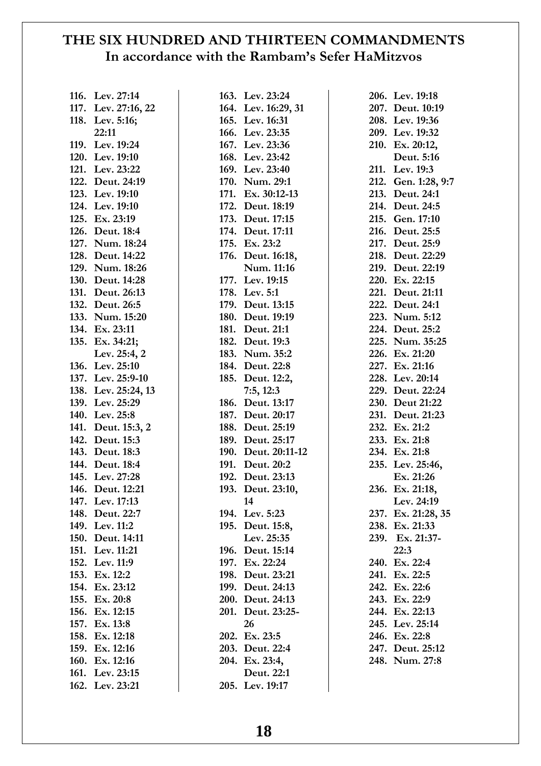# THE SIX HUNDRED AND THIRTEEN COMMANDMENTS
## In accordance with the Rambam's Sefer HaMitzvos

116. Lev. 27:14
117. Lev. 27:16, 22
118. Lev. 5:16; 22:11
119. Lev. 19:24
120. Lev. 19:10
121. Lev. 23:22
122. Deut. 24:19
123. Lev. 19:10
124. Lev. 19:10
125. Ex. 23:19
126. Deut. 18:4
127. Num. 18:24
128. Deut. 14:22
129. Num. 18:26
130. Deut. 14:28
131. Deut. 26:13
132. Deut. 26:5
133. Num. 15:20
134. Ex. 23:11
135. Ex. 34:21; Lev. 25:4, 2
136. Lev. 25:10
137. Lev. 25:9-10
138. Lev. 25:24, 13
139. Lev. 25:29
140. Lev. 25:8
141. Deut. 15:3, 2
142. Deut. 15:3
143. Deut. 18:3
144. Deut. 18:4
145. Lev. 27:28
146. Deut. 12:21
147. Lev. 17:13
148. Deut. 22:7
149. Lev. 11:2
150. Deut. 14:11
151. Lev. 11:21
152. Lev. 11:9
153. Ex. 12:2
154. Ex. 23:12
155. Ex. 20:8
156. Ex. 12:15
157. Ex. 13:8
158. Ex. 12:18
159. Ex. 12:16
160. Ex. 12:16
161. Lev. 23:15
162. Lev. 23:21
163. Lev. 23:24
164. Lev. 16:29, 31
165. Lev. 16:31
166. Lev. 23:35
167. Lev. 23:36
168. Lev. 23:42
169. Lev. 23:40
170. Num. 29:1
171. Ex. 30:12-13
172. Deut. 18:19
173. Deut. 17:15
174. Deut. 17:11
175. Ex. 23:2
176. Deut. 16:18, Num. 11:16
177. Lev. 19:15
178. Lev. 5:1
179. Deut. 13:15
180. Deut. 19:19
181. Deut. 21:1
182. Deut. 19:3
183. Num. 35:2
184. Deut. 22:8
185. Deut. 12:2, 7:5, 12:3
186. Deut. 13:17
187. Deut. 20:17
188. Deut. 25:19
189. Deut. 25:17
190. Deut. 20:11-12
191. Deut. 20:2
192. Deut. 23:13
193. Deut. 23:10, 14
194. Lev. 5:23
195. Deut. 15:8, Lev. 25:35
196. Deut. 15:14
197. Ex. 22:24
198. Deut. 23:21
199. Deut. 24:13
200. Deut. 24:13
201. Deut. 23:25-26
202. Ex. 23:5
203. Deut. 22:4
204. Ex. 23:4, Deut. 22:1
205. Lev. 19:17
206. Lev. 19:18
207. Deut. 10:19
208. Lev. 19:36
209. Lev. 19:32
210. Ex. 20:12, Deut. 5:16
211. Lev. 19:3
212. Gen. 1:28, 9:7
213. Deut. 24:1
214. Deut. 24:5
215. Gen. 17:10
216. Deut. 25:5
217. Deut. 25:9
218. Deut. 22:29
219. Deut. 22:19
220. Ex. 22:15
221. Deut. 21:11
222. Deut. 24:1
223. Num. 5:12
224. Deut. 25:2
225. Num. 35:25
226. Ex. 21:20
227. Ex. 21:16
228. Lev. 20:14
229. Deut. 22:24
230. Deut 21:22
231. Deut. 21:23
232. Ex. 21:2
233. Ex. 21:8
234. Ex. 21:8
235. Lev. 25:46, Ex. 21:26
236. Ex. 21:18, Lev. 24:19
237. Ex. 21:28, 35
238. Ex. 21:33
239. Ex. 21:37-22:3
240. Ex. 22:4
241. Ex. 22:5
242. Ex. 22:6
243. Ex. 22:9
244. Ex. 22:13
245. Lev. 25:14
246. Ex. 22:8
247. Deut. 25:12
248. Num. 27:8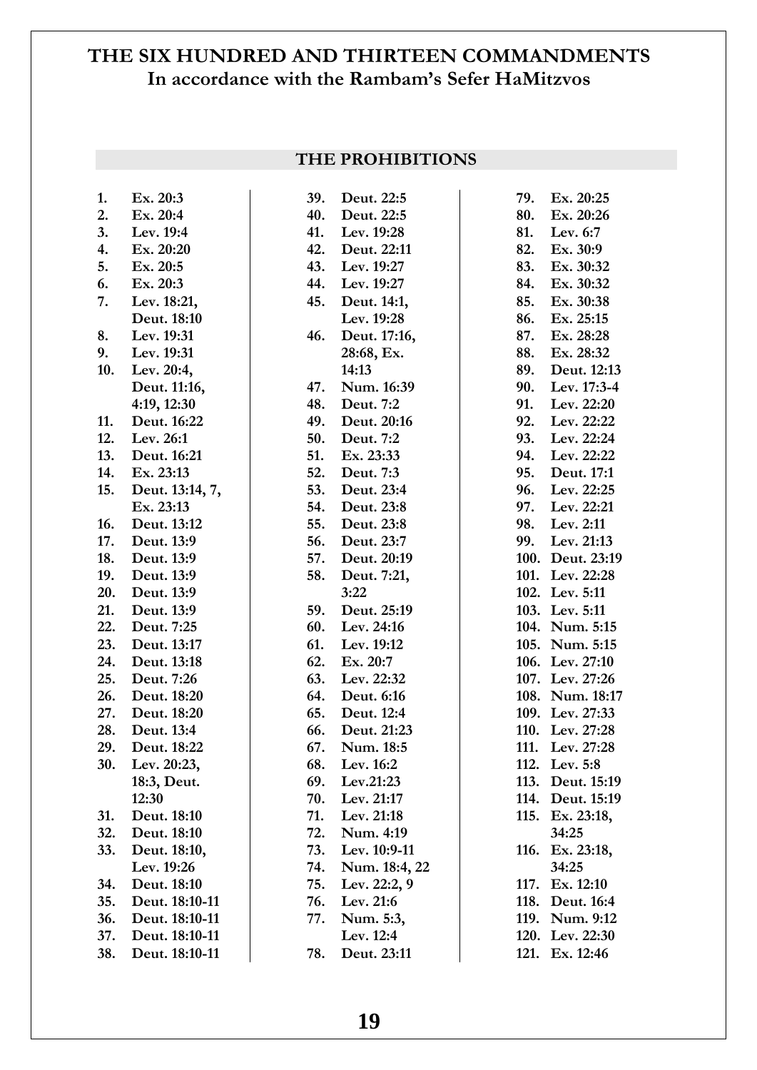# THE SIX HUNDRED AND THIRTEEN COMMANDMENTS
## In accordance with the Rambam's Sefer HaMitzvos

### THE PROHIBITIONS

1. Ex. 20:3
2. Ex. 20:4
3. Lev. 19:4
4. Ex. 20:20
5. Ex. 20:5
6. Ex. 20:3
7. Lev. 18:21, Deut. 18:10
8. Lev. 19:31
9. Lev. 19:31
10. Lev. 20:4, Deut. 11:16, 4:19, 12:30
11. Deut. 16:22
12. Lev. 26:1
13. Deut. 16:21
14. Ex. 23:13
15. Deut. 13:14, 7, Ex. 23:13
16. Deut. 13:12
17. Deut. 13:9
18. Deut. 13:9
19. Deut. 13:9
20. Deut. 13:9
21. Deut. 13:9
22. Deut. 7:25
23. Deut. 13:17
24. Deut. 13:18
25. Deut. 7:26
26. Deut. 18:20
27. Deut. 18:20
28. Deut. 13:4
29. Deut. 18:22
30. Lev. 20:23, 18:3, Deut. 12:30
31. Deut. 18:10
32. Deut. 18:10
33. Deut. 18:10, Lev. 19:26
34. Deut. 18:10
35. Deut. 18:10-11
36. Deut. 18:10-11
37. Deut. 18:10-11
38. Deut. 18:10-11
39. Deut. 22:5
40. Deut. 22:5
41. Lev. 19:28
42. Deut. 22:11
43. Lev. 19:27
44. Lev. 19:27
45. Deut. 14:1, Lev. 19:28
46. Deut. 17:16, 28:68, Ex. 14:13
47. Num. 16:39
48. Deut. 7:2
49. Deut. 20:16
50. Deut. 7:2
51. Ex. 23:33
52. Deut. 7:3
53. Deut. 23:4
54. Deut. 23:8
55. Deut. 23:8
56. Deut. 23:7
57. Deut. 20:19
58. Deut. 7:21, 3:22
59. Deut. 25:19
60. Lev. 24:16
61. Lev. 19:12
62. Ex. 20:7
63. Lev. 22:32
64. Deut. 6:16
65. Deut. 12:4
66. Deut. 21:23
67. Num. 18:5
68. Lev. 16:2
69. Lev.21:23
70. Lev. 21:17
71. Lev. 21:18
72. Num. 4:19
73. Lev. 10:9-11
74. Num. 18:4, 22
75. Lev. 22:2, 9
76. Lev. 21:6
77. Num. 5:3, Lev. 12:4
78. Deut. 23:11
79. Ex. 20:25
80. Ex. 20:26
81. Lev. 6:7
82. Ex. 30:9
83. Ex. 30:32
84. Ex. 30:32
85. Ex. 30:38
86. Ex. 25:15
87. Ex. 28:28
88. Ex. 28:32
89. Deut. 12:13
90. Lev. 17:3-4
91. Lev. 22:20
92. Lev. 22:22
93. Lev. 22:24
94. Lev. 22:22
95. Deut. 17:1
96. Lev. 22:25
97. Lev. 22:21
98. Lev. 2:11
99. Lev. 21:13
100. Deut. 23:19
101. Lev. 22:28
102. Lev. 5:11
103. Lev. 5:11
104. Num. 5:15
105. Num. 5:15
106. Lev. 27:10
107. Lev. 27:26
108. Num. 18:17
109. Lev. 27:33
110. Lev. 27:28
111. Lev. 27:28
112. Lev. 5:8
113. Deut. 15:19
114. Deut. 15:19
115. Ex. 23:18, 34:25
116. Ex. 23:18, 34:25
117. Ex. 12:10
118. Deut. 16:4
119. Num. 9:12
120. Lev. 22:30
121. Ex. 12:46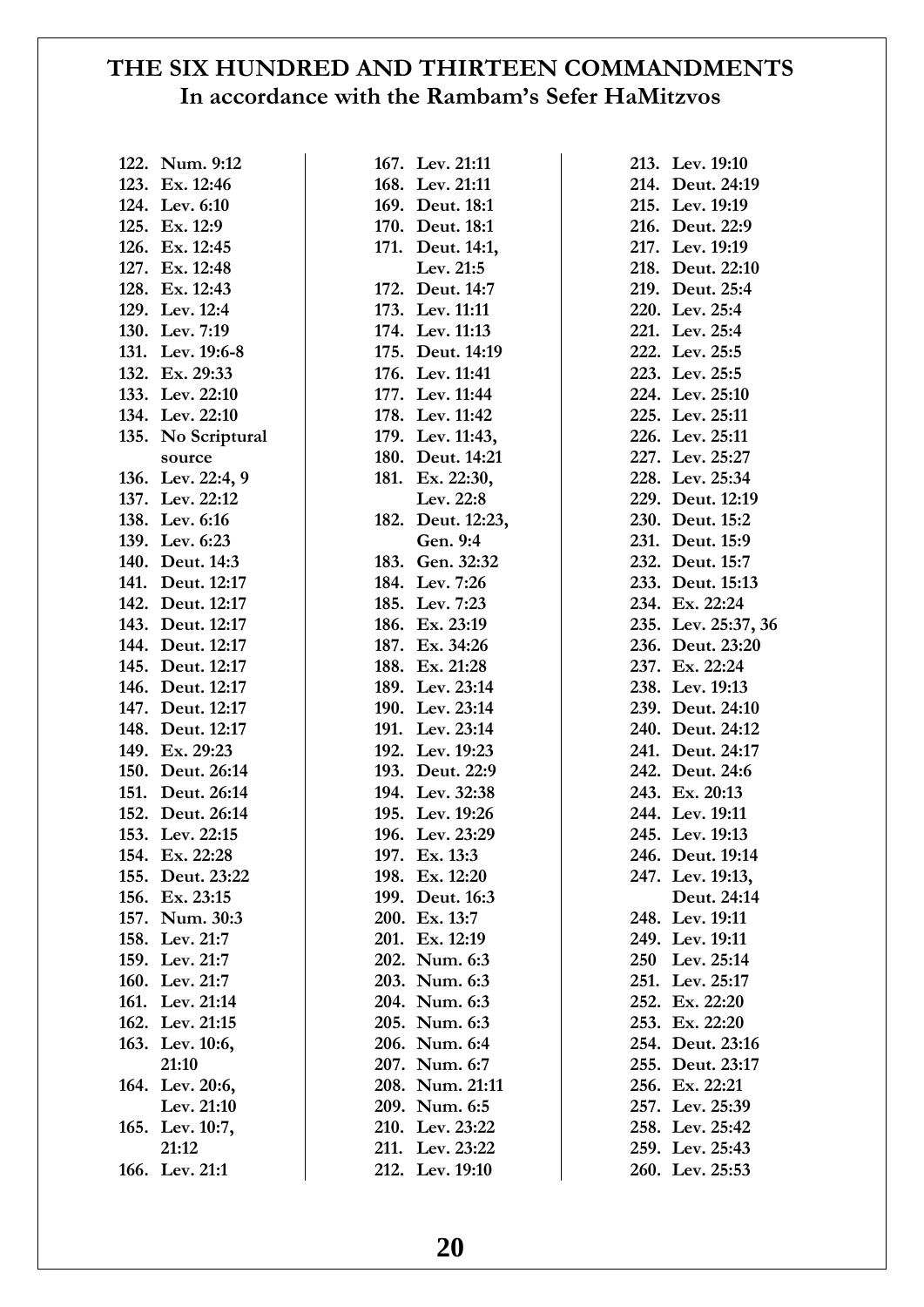# THE SIX HUNDRED AND THIRTEEN COMMANDMENTS
## In accordance with the Rambam's Sefer HaMitzvos

122. Num. 9:12
123. Ex. 12:46
124. Lev. 6:10
125. Ex. 12:9
126. Ex. 12:45
127. Ex. 12:48
128. Ex. 12:43
129. Lev. 12:4
130. Lev. 7:19
131. Lev. 19:6-8
132. Ex. 29:33
133. Lev. 22:10
134. Lev. 22:10
135. No Scriptural source
136. Lev. 22:4, 9
137. Lev. 22:12
138. Lev. 6:16
139. Lev. 6:23
140. Deut. 14:3
141. Deut. 12:17
142. Deut. 12:17
143. Deut. 12:17
144. Deut. 12:17
145. Deut. 12:17
146. Deut. 12:17
147. Deut. 12:17
148. Deut. 12:17
149. Ex. 29:23
150. Deut. 26:14
151. Deut. 26:14
152. Deut. 26:14
153. Lev. 22:15
154. Ex. 22:28
155. Deut. 23:22
156. Ex. 23:15
157. Num. 30:3
158. Lev. 21:7
159. Lev. 21:7
160. Lev. 21:7
161. Lev. 21:14
162. Lev. 21:15
163. Lev. 10:6, 21:10
164. Lev. 20:6, Lev. 21:10
165. Lev. 10:7, 21:12
166. Lev. 21:1
167. Lev. 21:11
168. Lev. 21:11
169. Deut. 18:1
170. Deut. 18:1
171. Deut. 14:1, Lev. 21:5
172. Deut. 14:7
173. Lev. 11:11
174. Lev. 11:13
175. Deut. 14:19
176. Lev. 11:41
177. Lev. 11:44
178. Lev. 11:42
179. Lev. 11:43,
180. Deut. 14:21
181. Ex. 22:30, Lev. 22:8
182. Deut. 12:23, Gen. 9:4
183. Gen. 32:32
184. Lev. 7:26
185. Lev. 7:23
186. Ex. 23:19
187. Ex. 34:26
188. Ex. 21:28
189. Lev. 23:14
190. Lev. 23:14
191. Lev. 23:14
192. Lev. 19:23
193. Deut. 22:9
194. Lev. 32:38
195. Lev. 19:26
196. Lev. 23:29
197. Ex. 13:3
198. Ex. 12:20
199. Deut. 16:3
200. Ex. 13:7
201. Ex. 12:19
202. Num. 6:3
203. Num. 6:3
204. Num. 6:3
205. Num. 6:3
206. Num. 6:4
207. Num. 6:7
208. Num. 21:11
209. Num. 6:5
210. Lev. 23:22
211. Lev. 23:22
212. Lev. 19:10
213. Lev. 19:10
214. Deut. 24:19
215. Lev. 19:19
216. Deut. 22:9
217. Lev. 19:19
218. Deut. 22:10
219. Deut. 25:4
220. Lev. 25:4
221. Lev. 25:4
222. Lev. 25:5
223. Lev. 25:5
224. Lev. 25:10
225. Lev. 25:11
226. Lev. 25:11
227. Lev. 25:27
228. Lev. 25:34
229. Deut. 12:19
230. Deut. 15:2
231. Deut. 15:9
232. Deut. 15:7
233. Deut. 15:13
234. Ex. 22:24
235. Lev. 25:37, 36
236. Deut. 23:20
237. Ex. 22:24
238. Lev. 19:13
239. Deut. 24:10
240. Deut. 24:12
241. Deut. 24:17
242. Deut. 24:6
243. Ex. 20:13
244. Lev. 19:11
245. Lev. 19:13
246. Deut. 19:14
247. Lev. 19:13, Deut. 24:14
248. Lev. 19:11
249. Lev. 19:11
250 Lev. 25:14
251. Lev. 25:17
252. Ex. 22:20
253. Ex. 22:20
254. Deut. 23:16
255. Deut. 23:17
256. Ex. 22:21
257. Lev. 25:39
258. Lev. 25:42
259. Lev. 25:43
260. Lev. 25:53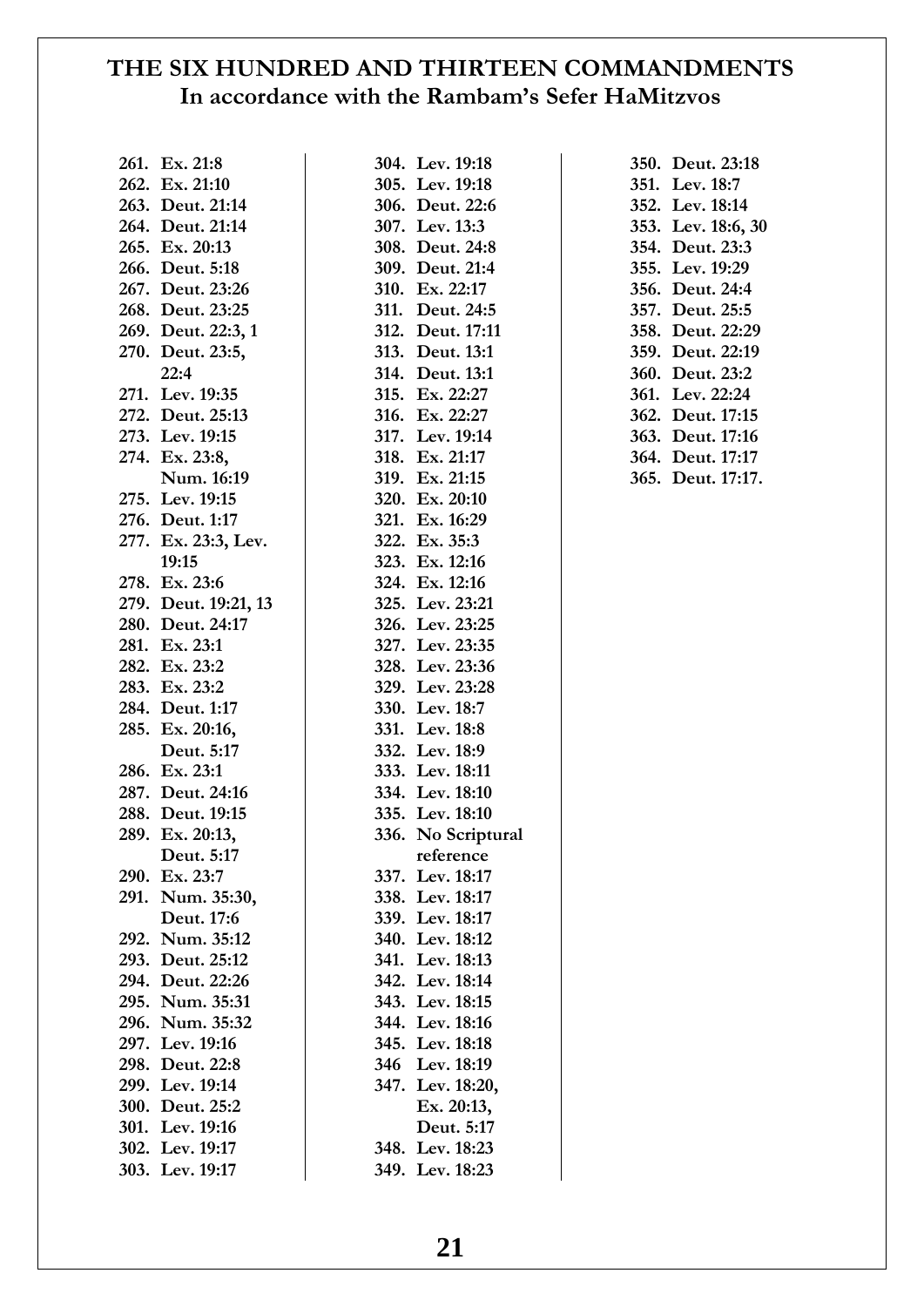# THE SIX HUNDRED AND THIRTEEN COMMANDMENTS
## In accordance with the Rambam's Sefer HaMitzvos

**261.** Ex. 21:8
**262.** Ex. 21:10
**263.** Deut. 21:14
**264.** Deut. 21:14
**265.** Ex. 20:13
**266.** Deut. 5:18
**267.** Deut. 23:26
**268.** Deut. 23:25
**269.** Deut. 22:3, 1
**270.** Deut. 23:5, 22:4
**271.** Lev. 19:35
**272.** Deut. 25:13
**273.** Lev. 19:15
**274.** Ex. 23:8, Num. 16:19
**275.** Lev. 19:15
**276.** Deut. 1:17
**277.** Ex. 23:3, Lev. 19:15
**278.** Ex. 23:6
**279.** Deut. 19:21, 13
**280.** Deut. 24:17
**281.** Ex. 23:1
**282.** Ex. 23:2
**283.** Ex. 23:2
**284.** Deut. 1:17
**285.** Ex. 20:16, Deut. 5:17
**286.** Ex. 23:1
**287.** Deut. 24:16
**288.** Deut. 19:15
**289.** Ex. 20:13, Deut. 5:17
**290.** Ex. 23:7
**291.** Num. 35:30, Deut. 17:6
**292.** Num. 35:12
**293.** Deut. 25:12
**294.** Deut. 22:26
**295.** Num. 35:31
**296.** Num. 35:32
**297.** Lev. 19:16
**298.** Deut. 22:8
**299.** Lev. 19:14
**300.** Deut. 25:2
**301.** Lev. 19:16
**302.** Lev. 19:17
**303.** Lev. 19:17
**304.** Lev. 19:18
**305.** Lev. 19:18
**306.** Deut. 22:6
**307.** Lev. 13:3
**308.** Deut. 24:8
**309.** Deut. 21:4
**310.** Ex. 22:17
**311.** Deut. 24:5
**312.** Deut. 17:11
**313.** Deut. 13:1
**314.** Deut. 13:1
**315.** Ex. 22:27
**316.** Ex. 22:27
**317.** Lev. 19:14
**318.** Ex. 21:17
**319.** Ex. 21:15
**320.** Ex. 20:10
**321.** Ex. 16:29
**322.** Ex. 35:3
**323.** Ex. 12:16
**324.** Ex. 12:16
**325.** Lev. 23:21
**326.** Lev. 23:25
**327.** Lev. 23:35
**328.** Lev. 23:36
**329.** Lev. 23:28
**330.** Lev. 18:7
**331.** Lev. 18:8
**332.** Lev. 18:9
**333.** Lev. 18:11
**334.** Lev. 18:10
**335.** Lev. 18:10
**336.** No Scriptural reference
**337.** Lev. 18:17
**338.** Lev. 18:17
**339.** Lev. 18:17
**340.** Lev. 18:12
**341.** Lev. 18:13
**342.** Lev. 18:14
**343.** Lev. 18:15
**344.** Lev. 18:16
**345.** Lev. 18:18
**346** Lev. 18:19
**347.** Lev. 18:20, Ex. 20:13, Deut. 5:17
**348.** Lev. 18:23
**349.** Lev. 18:23
**350.** Deut. 23:18
**351.** Lev. 18:7
**352.** Lev. 18:14
**353.** Lev. 18:6, 30
**354.** Deut. 23:3
**355.** Lev. 19:29
**356.** Deut. 24:4
**357.** Deut. 25:5
**358.** Deut. 22:29
**359.** Deut. 22:19
**360.** Deut. 23:2
**361.** Lev. 22:24
**362.** Deut. 17:15
**363.** Deut. 17:16
**364.** Deut. 17:17
**365.** Deut. 17:17.